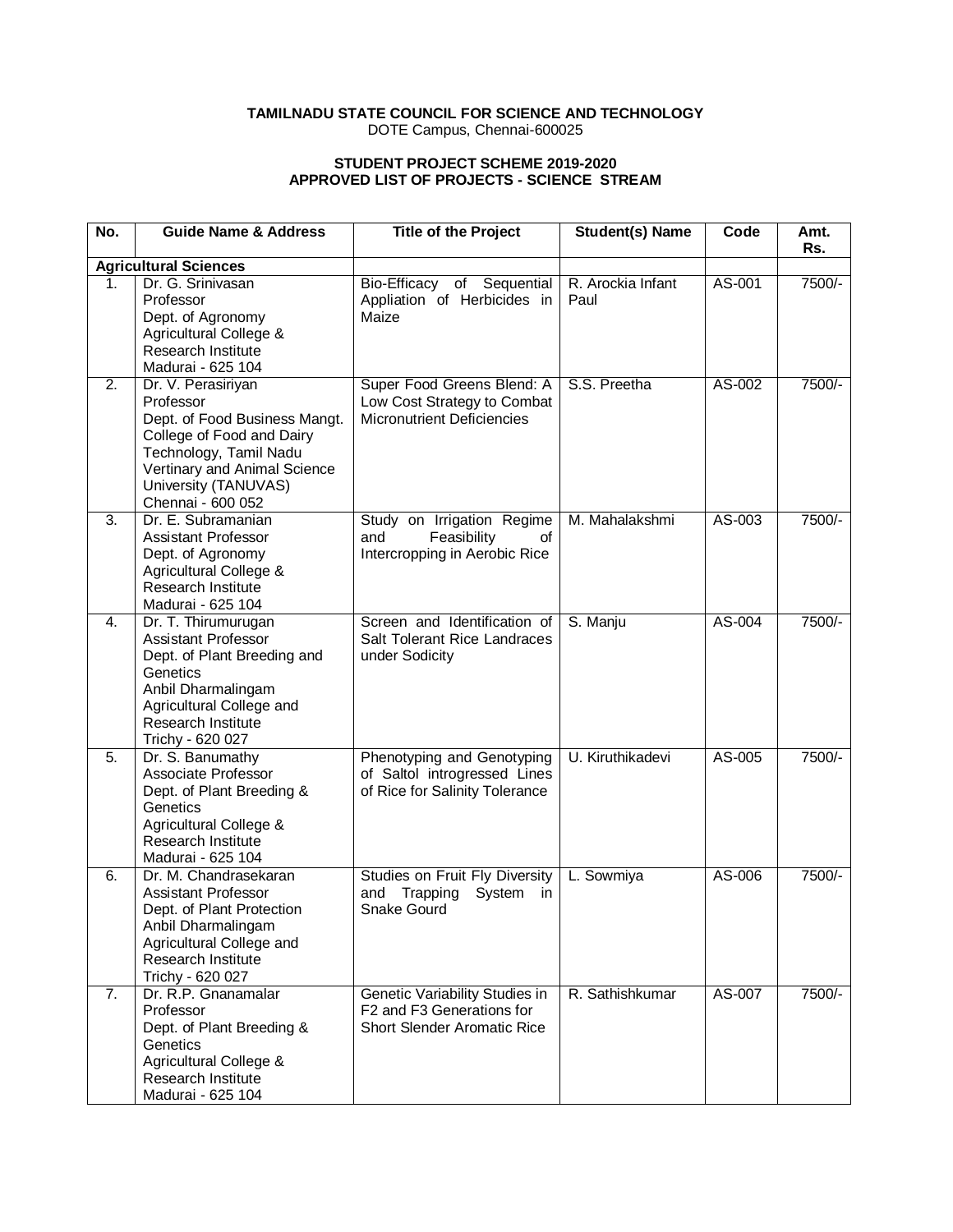**TAMILNADU STATE COUNCIL FOR SCIENCE AND TECHNOLOGY**
DOTE Campus, Chennai-600025

**STUDENT PROJECT SCHEME 2019-2020**
**APPROVED LIST OF PROJECTS - SCIENCE STREAM**

| No. | Guide Name & Address | Title of the Project | Student(s) Name | Code | Amt. Rs. |
|---|---|---|---|---|---|
| **Agricultural Sciences** | | | | | |
| 1. | Dr. G. Srinivasan<br>Professor<br>Dept. of Agronomy<br>Agricultural College & Research Institute<br>Madurai - 625 104 | Bio-Efficacy of Sequential Appliation of Herbicides in Maize | R. Arockia Infant Paul | AS-001 | 7500/- |
| 2. | Dr. V. Perasiriyan<br>Professor<br>Dept. of Food Business Mangt.<br>College of Food and Dairy Technology, Tamil Nadu Vertinary and Animal Science University (TANUVAS)<br>Chennai - 600 052 | Super Food Greens Blend: A Low Cost Strategy to Combat Micronutrient Deficiencies | S.S. Preetha | AS-002 | 7500/- |
| 3. | Dr. E. Subramanian<br>Assistant Professor<br>Dept. of Agronomy<br>Agricultural College & Research Institute<br>Madurai - 625 104 | Study on Irrigation Regime and Feasibility of Intercropping in Aerobic Rice | M. Mahalakshmi | AS-003 | 7500/- |
| 4. | Dr. T. Thirumurugan<br>Assistant Professor<br>Dept. of Plant Breeding and Genetics<br>Anbil Dharmalingam Agricultural College and Research Institute<br>Trichy - 620 027 | Screen and Identification of Salt Tolerant Rice Landraces under Sodicity | S. Manju | AS-004 | 7500/- |
| 5. | Dr. S. Banumathy<br>Associate Professor<br>Dept. of Plant Breeding & Genetics<br>Agricultural College & Research Institute<br>Madurai - 625 104 | Phenotyping and Genotyping of Saltol introgressed Lines of Rice for Salinity Tolerance | U. Kiruthikadevi | AS-005 | 7500/- |
| 6. | Dr. M. Chandrasekaran<br>Assistant Professor<br>Dept. of Plant Protection<br>Anbil Dharmalingam Agricultural College and Research Institute<br>Trichy - 620 027 | Studies on Fruit Fly Diversity and Trapping System in Snake Gourd | L. Sowmiya | AS-006 | 7500/- |
| 7. | Dr. R.P. Gnanamalar<br>Professor<br>Dept. of Plant Breeding & Genetics<br>Agricultural College & Research Institute<br>Madurai - 625 104 | Genetic Variability Studies in F2 and F3 Generations for Short Slender Aromatic Rice | R. Sathishkumar | AS-007 | 7500/- |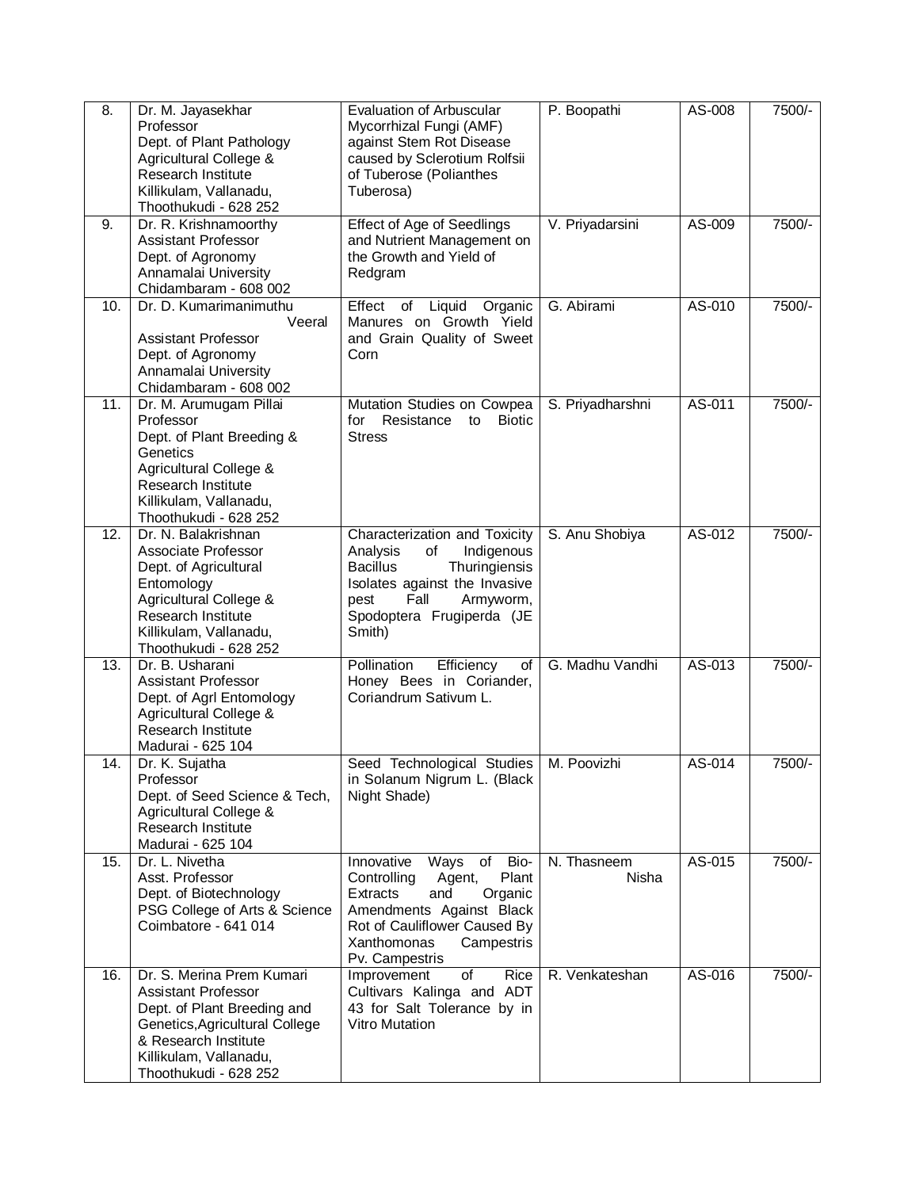| 8. | Dr. M. Jayasekhar<br>Professor<br>Dept. of Plant Pathology<br>Agricultural College & Research Institute<br>Killikulam, Vallanadu, Thoothukudi - 628 252 | Evaluation of Arbuscular Mycorrhizal Fungi (AMF) against Stem Rot Disease caused by Sclerotium Rolfsii of Tuberose (Polianthes Tuberosa) | P. Boopathi | AS-008 | 7500/- |
|---|---|---|---|---|---|
| 9. | Dr. R. Krishnamoorthy<br>Assistant Professor<br>Dept. of Agronomy<br>Annamalai University<br>Chidambaram - 608 002 | Effect of Age of Seedlings and Nutrient Management on the Growth and Yield of Redgram | V. Priyadarsini | AS-009 | 7500/- |
| 10. | Dr. D. Kumarimanimuthu Veeral<br>Assistant Professor<br>Dept. of Agronomy<br>Annamalai University<br>Chidambaram - 608 002 | Effect of Liquid Organic Manures on Growth Yield and Grain Quality of Sweet Corn | G. Abirami | AS-010 | 7500/- |
| 11. | Dr. M. Arumugam Pillai<br>Professor<br>Dept. of Plant Breeding & Genetics<br>Agricultural College & Research Institute<br>Killikulam, Vallanadu, Thoothukudi - 628 252 | Mutation Studies on Cowpea for Resistance to Biotic Stress | S. Priyadharshni | AS-011 | 7500/- |
| 12. | Dr. N. Balakrishnan<br>Associate Professor<br>Dept. of Agricultural Entomology<br>Agricultural College & Research Institute<br>Killikulam, Vallanadu, Thoothukudi - 628 252 | Characterization and Toxicity Analysis of Indigenous Bacillus Thuringiensis Isolates against the Invasive pest Fall Armyworm, Spodoptera Frugiperda (JE Smith) | S. Anu Shobiya | AS-012 | 7500/- |
| 13. | Dr. B. Usharani<br>Assistant Professor<br>Dept. of Agrl Entomology<br>Agricultural College & Research Institute<br>Madurai - 625 104 | Pollination Efficiency of Honey Bees in Coriander, Coriandrum Sativum L. | G. Madhu Vandhi | AS-013 | 7500/- |
| 14. | Dr. K. Sujatha<br>Professor<br>Dept. of Seed Science & Tech,<br>Agricultural College & Research Institute<br>Madurai - 625 104 | Seed Technological Studies in Solanum Nigrum L. (Black Night Shade) | M. Poovizhi | AS-014 | 7500/- |
| 15. | Dr. L. Nivetha<br>Asst. Professor<br>Dept. of Biotechnology<br>PSG College of Arts & Science<br>Coimbatore - 641 014 | Innovative Ways of Bio-Controlling Agent, Plant Extracts and Organic Amendments Against Black Rot of Cauliflower Caused By Xanthomonas Campestris Pv. Campestris | N. Thasneem Nisha | AS-015 | 7500/- |
| 16. | Dr. S. Merina Prem Kumari<br>Assistant Professor<br>Dept. of Plant Breeding and Genetics,Agricultural College & Research Institute<br>Killikulam, Vallanadu, Thoothukudi - 628 252 | Improvement of Rice Cultivars Kalinga and ADT 43 for Salt Tolerance by in Vitro Mutation | R. Venkateshan | AS-016 | 7500/- |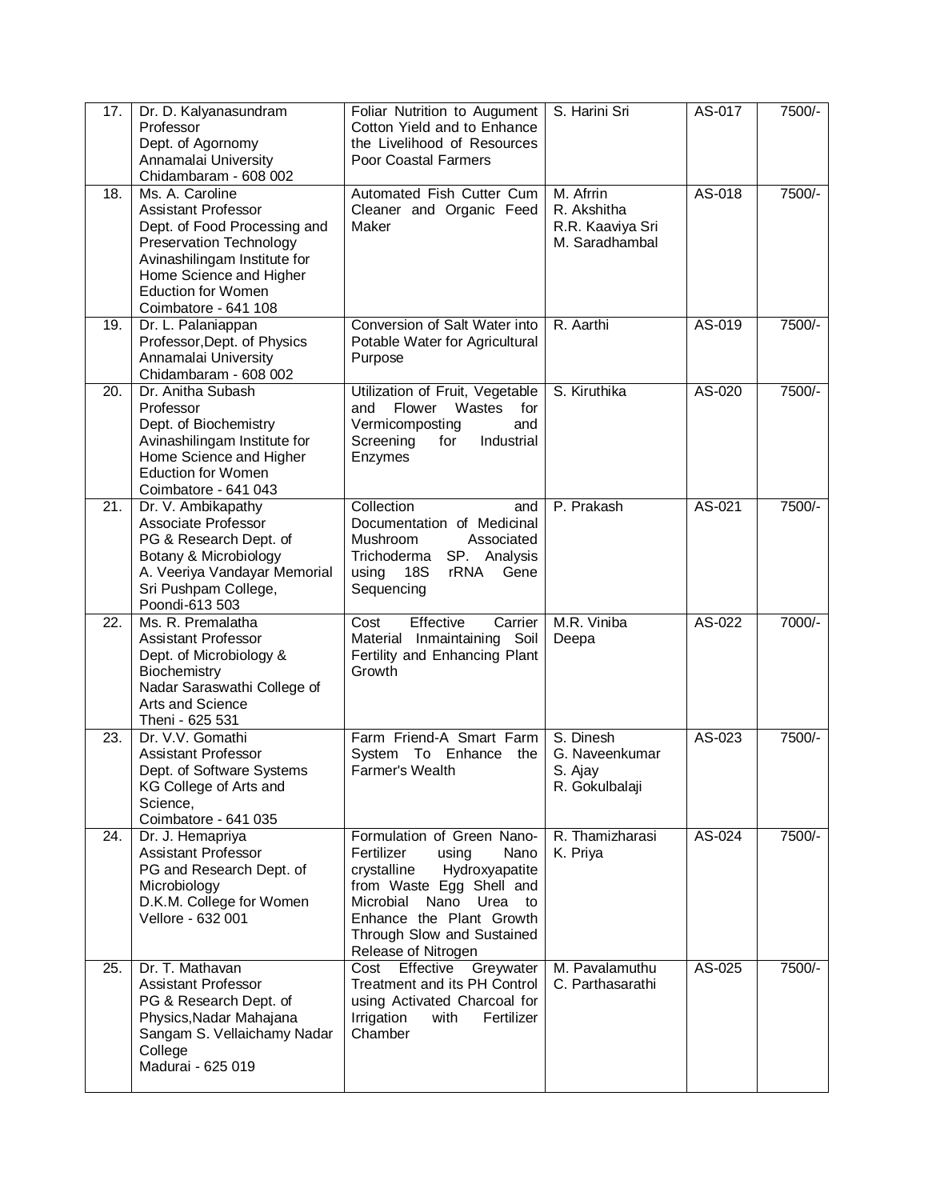| 17. | Dr. D. Kalyanasundram<br>Professor<br>Dept. of Agornomy<br>Annamalai University<br>Chidambaram - 608 002 | Foliar Nutrition to Augument Cotton Yield and to Enhance the Livelihood of Resources Poor Coastal Farmers | S. Harini Sri | AS-017 | 7500/- |
|---|---|---|---|---|---|
| 18. | Ms. A. Caroline<br>Assistant Professor<br>Dept. of Food Processing and Preservation Technology<br>Avinashilingam Institute for Home Science and Higher Eduction for Women<br>Coimbatore - 641 108 | Automated Fish Cutter Cum Cleaner and Organic Feed Maker | M. Afrrin<br>R. Akshitha<br>R.R. Kaaviya Sri<br>M. Saradhambal | AS-018 | 7500/- |
| 19. | Dr. L. Palaniappan<br>Professor,Dept. of Physics<br>Annamalai University<br>Chidambaram - 608 002 | Conversion of Salt Water into Potable Water for Agricultural Purpose | R. Aarthi | AS-019 | 7500/- |
| 20. | Dr. Anitha Subash<br>Professor<br>Dept. of Biochemistry<br>Avinashilingam Institute for Home Science and Higher Eduction for Women<br>Coimbatore - 641 043 | Utilization of Fruit, Vegetable and Flower Wastes for Vermicomposting and Screening for Industrial Enzymes | S. Kiruthika | AS-020 | 7500/- |
| 21. | Dr. V. Ambikapathy<br>Associate Professor<br>PG & Research Dept. of Botany & Microbiology<br>A. Veeriya Vandayar Memorial Sri Pushpam College,<br>Poondi-613 503 | Collection and Documentation of Medicinal Mushroom Associated Trichoderma SP. Analysis using 18S rRNA Gene Sequencing | P. Prakash | AS-021 | 7500/- |
| 22. | Ms. R. Premalatha<br>Assistant Professor<br>Dept. of Microbiology & Biochemistry<br>Nadar Saraswathi College of Arts and Science<br>Theni - 625 531 | Cost Effective Carrier Material Inmaintaining Soil Fertility and Enhancing Plant Growth | M.R. Viniba Deepa | AS-022 | 7000/- |
| 23. | Dr. V.V. Gomathi<br>Assistant Professor<br>Dept. of Software Systems<br>KG College of Arts and Science,<br>Coimbatore - 641 035 | Farm Friend-A Smart Farm System To Enhance the Farmer's Wealth | S. Dinesh<br>G. Naveenkumar<br>S. Ajay<br>R. Gokulbalaji | AS-023 | 7500/- |
| 24. | Dr. J. Hemapriya<br>Assistant Professor<br>PG and Research Dept. of Microbiology<br>D.K.M. College for Women<br>Vellore - 632 001 | Formulation of Green Nano-Fertilizer using Nano crystalline Hydroxyapatite from Waste Egg Shell and Microbial Nano Urea to Enhance the Plant Growth Through Slow and Sustained Release of Nitrogen | R. Thamizharasi<br>K. Priya | AS-024 | 7500/- |
| 25. | Dr. T. Mathavan<br>Assistant Professor<br>PG & Research Dept. of Physics,Nadar Mahajana Sangam S. Vellaichamy Nadar College<br>Madurai - 625 019 | Cost Effective Greywater Treatment and its PH Control using Activated Charcoal for Irrigation with Fertilizer Chamber | M. Pavalamuthu<br>C. Parthasarathi | AS-025 | 7500/- |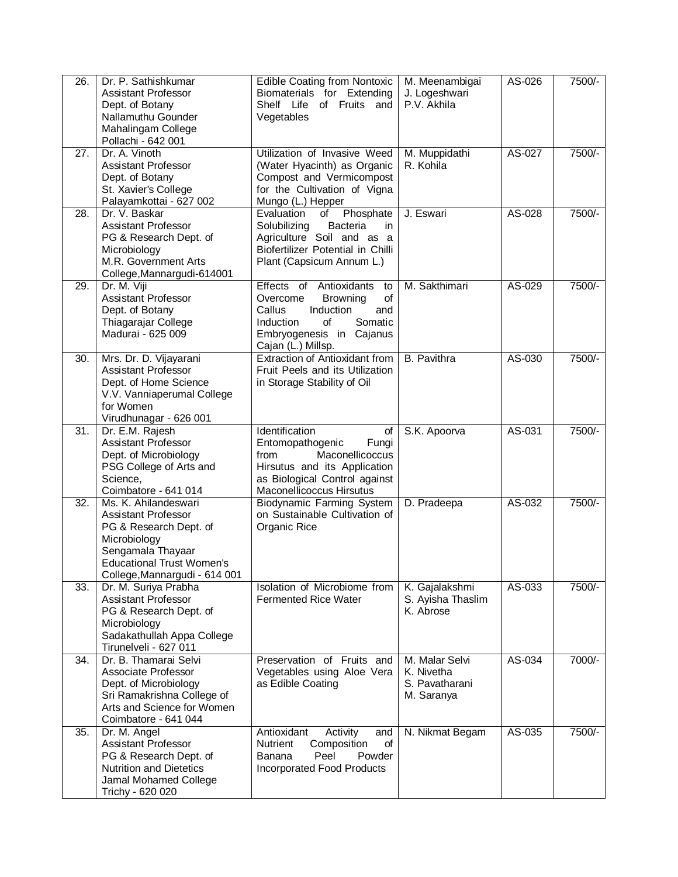| 26. | Dr. P. Sathishkumar<br>Assistant Professor<br>Dept. of Botany<br>Nallamuthu Gounder Mahalingam College<br>Pollachi - 642 001 | Edible Coating from Nontoxic Biomaterials for Extending Shelf Life of Fruits and Vegetables | M. Meenambigai<br>J. Logeshwari<br>P.V. Akhila | AS-026 | 7500/- |
|---|---|---|---|---|---|
| 27. | Dr. A. Vinoth<br>Assistant Professor<br>Dept. of Botany<br>St. Xavier's College<br>Palayamkottai - 627 002 | Utilization of Invasive Weed (Water Hyacinth) as Organic Compost and Vermicompost for the Cultivation of Vigna Mungo (L.) Hepper | M. Muppidathi<br>R. Kohila | AS-027 | 7500/- |
| 28. | Dr. V. Baskar<br>Assistant Professor<br>PG & Research Dept. of Microbiology<br>M.R. Government Arts College,Mannargudi-614001 | Evaluation of Phosphate Solubilizing Bacteria in Agriculture Soil and as a Biofertilizer Potential in Chilli Plant (Capsicum Annum L.) | J. Eswari | AS-028 | 7500/- |
| 29. | Dr. M. Viji<br>Assistant Professor<br>Dept. of Botany<br>Thiagarajar College<br>Madurai - 625 009 | Effects of Antioxidants to Overcome Browning of Callus Induction and Induction of Somatic Embryogenesis in Cajanus Cajan (L.) Millsp. | M. Sakthimari | AS-029 | 7500/- |
| 30. | Mrs. Dr. D. Vijayarani<br>Assistant Professor<br>Dept. of Home Science<br>V.V. Vanniaperumal College for Women<br>Virudhunagar - 626 001 | Extraction of Antioxidant from Fruit Peels and its Utilization in Storage Stability of Oil | B. Pavithra | AS-030 | 7500/- |
| 31. | Dr. E.M. Rajesh<br>Assistant Professor<br>Dept. of Microbiology<br>PSG College of Arts and Science,<br>Coimbatore - 641 014 | Identification of Entomopathogenic Fungi from Maconellicoccus Hirsutus and its Application as Biological Control against Maconellicoccus Hirsutus | S.K. Apoorva | AS-031 | 7500/- |
| 32. | Ms. K. Ahilandeswari<br>Assistant Professor<br>PG & Research Dept. of Microbiology<br>Sengamala Thayaar Educational Trust Women's College,Mannargudi - 614 001 | Biodynamic Farming System on Sustainable Cultivation of Organic Rice | D. Pradeepa | AS-032 | 7500/- |
| 33. | Dr. M. Suriya Prabha<br>Assistant Professor<br>PG & Research Dept. of Microbiology<br>Sadakathullah Appa College<br>Tirunelveli - 627 011 | Isolation of Microbiome from Fermented Rice Water | K. Gajalakshmi<br>S. Ayisha Thaslim<br>K. Abrose | AS-033 | 7500/- |
| 34. | Dr. B. Thamarai Selvi<br>Associate Professor<br>Dept. of Microbiology<br>Sri Ramakrishna College of Arts and Science for Women<br>Coimbatore - 641 044 | Preservation of Fruits and Vegetables using Aloe Vera as Edible Coating | M. Malar Selvi<br>K. Nivetha<br>S. Pavatharani<br>M. Saranya | AS-034 | 7000/- |
| 35. | Dr. M. Angel<br>Assistant Professor<br>PG & Research Dept. of Nutrition and Dietetics<br>Jamal Mohamed College<br>Trichy - 620 020 | Antioxidant Activity and Nutrient Composition of Banana Peel Powder Incorporated Food Products | N. Nikmat Begam | AS-035 | 7500/- |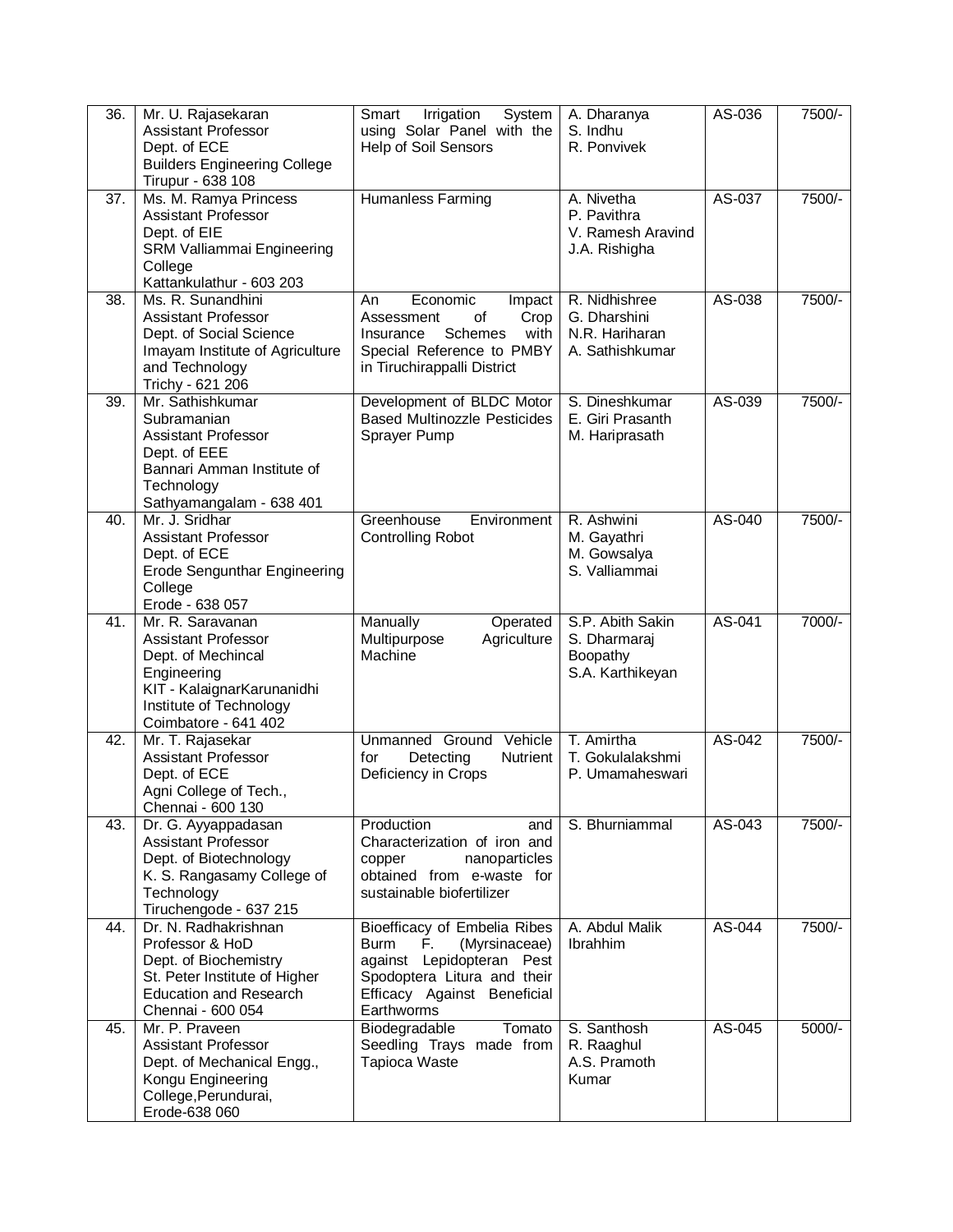| | | | | | |
|---|---|---|---|---|---|
| 36. | Mr. U. Rajasekaran<br>Assistant Professor<br>Dept. of ECE<br>Builders Engineering College<br>Tirupur - 638 108 | Smart Irrigation System using Solar Panel with the Help of Soil Sensors | A. Dharanya<br>S. Indhu<br>R. Ponvivek | AS-036 | 7500/- |
| 37. | Ms. M. Ramya Princess<br>Assistant Professor<br>Dept. of EIE<br>SRM Valliammai Engineering College<br>Kattankulathur - 603 203 | Humanless Farming | A. Nivetha<br>P. Pavithra<br>V. Ramesh Aravind<br>J.A. Rishigha | AS-037 | 7500/- |
| 38. | Ms. R. Sunandhini<br>Assistant Professor<br>Dept. of Social Science<br>Imayam Institute of Agriculture and Technology<br>Trichy - 621 206 | An Economic Impact Assessment of Crop Insurance Schemes with Special Reference to PMBY in Tiruchirappalli District | R. Nidhishree<br>G. Dharshini<br>N.R. Hariharan<br>A. Sathishkumar | AS-038 | 7500/- |
| 39. | Mr. Sathishkumar Subramanian<br>Assistant Professor<br>Dept. of EEE<br>Bannari Amman Institute of Technology<br>Sathyamangalam - 638 401 | Development of BLDC Motor Based Multinozzle Pesticides Sprayer Pump | S. Dineshkumar<br>E. Giri Prasanth<br>M. Hariprasath | AS-039 | 7500/- |
| 40. | Mr. J. Sridhar<br>Assistant Professor<br>Dept. of ECE<br>Erode Sengunthar Engineering College<br>Erode - 638 057 | Greenhouse Environment Controlling Robot | R. Ashwini<br>M. Gayathri<br>M. Gowsalya<br>S. Valliammai | AS-040 | 7500/- |
| 41. | Mr. R. Saravanan<br>Assistant Professor<br>Dept. of Mechincal Engineering<br>KIT - KalaignarKarunanidhi Institute of Technology<br>Coimbatore - 641 402 | Manually Operated Multipurpose Agriculture Machine | S.P. Abith Sakin<br>S. Dharmaraj<br>Boopathy<br>S.A. Karthikeyan | AS-041 | 7000/- |
| 42. | Mr. T. Rajasekar<br>Assistant Professor<br>Dept. of ECE<br>Agni College of Tech.,<br>Chennai - 600 130 | Unmanned Ground Vehicle for Detecting Nutrient Deficiency in Crops | T. Amirtha<br>T. Gokulalakshmi<br>P. Umamaheswari | AS-042 | 7500/- |
| 43. | Dr. G. Ayyappadasan<br>Assistant Professor<br>Dept. of Biotechnology<br>K. S. Rangasamy College of Technology<br>Tiruchengode - 637 215 | Production and Characterization of iron and copper nanoparticles obtained from e-waste for sustainable biofertilizer | S. Bhurniammal | AS-043 | 7500/- |
| 44. | Dr. N. Radhakrishnan<br>Professor & HoD<br>Dept. of Biochemistry<br>St. Peter Institute of Higher Education and Research<br>Chennai - 600 054 | Bioefficacy of Embelia Ribes Burm F. (Myrsinaceae) against Lepidopteran Pest Spodoptera Litura and their Efficacy Against Beneficial Earthworms | A. Abdul Malik Ibrahhim | AS-044 | 7500/- |
| 45. | Mr. P. Praveen<br>Assistant Professor<br>Dept. of Mechanical Engg.,<br>Kongu Engineering College,Perundurai,<br>Erode-638 060 | Biodegradable Tomato Seedling Trays made from Tapioca Waste | S. Santhosh<br>R. Raaghul<br>A.S. Pramoth Kumar | AS-045 | 5000/- |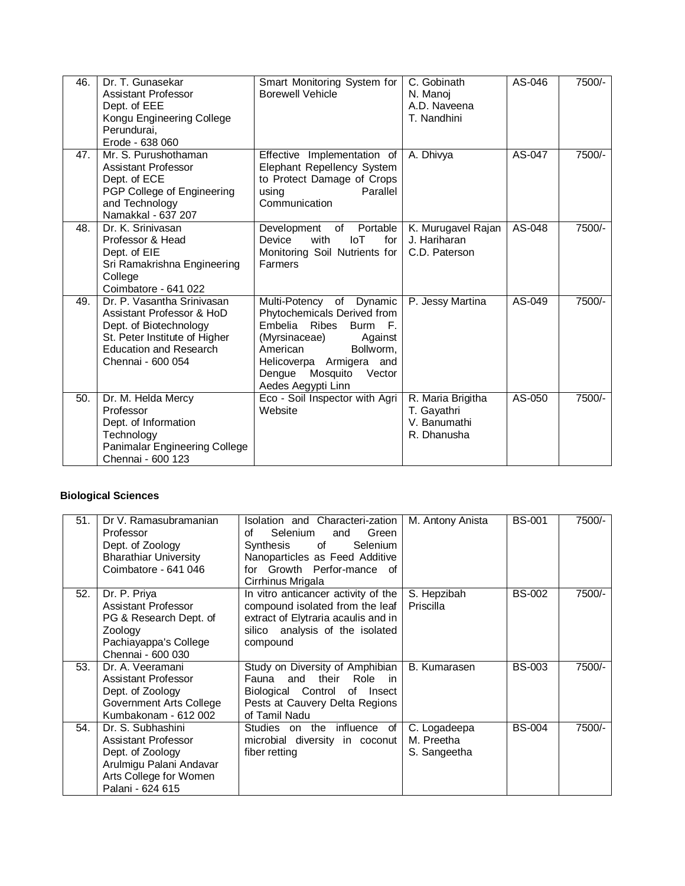| 46. | Dr. T. Gunasekar<br>Assistant Professor<br>Dept. of EEE<br>Kongu Engineering College<br>Perundurai,<br>Erode - 638 060 | Smart Monitoring System for Borewell Vehicle | C. Gobinath<br>N. Manoj<br>A.D. Naveena<br>T. Nandhini | AS-046 | 7500/- |
|---|---|---|---|---|---|
| 47. | Mr. S. Purushothaman<br>Assistant Professor<br>Dept. of ECE<br>PGP College of Engineering and Technology<br>Namakkal - 637 207 | Effective Implementation of Elephant Repellency System to Protect Damage of Crops using Parallel Communication | A. Dhivya | AS-047 | 7500/- |
| 48. | Dr. K. Srinivasan<br>Professor & Head<br>Dept. of EIE<br>Sri Ramakrishna Engineering College<br>Coimbatore - 641 022 | Development of Portable Device with IoT for Monitoring Soil Nutrients for Farmers | K. Murugavel Rajan<br>J. Hariharan<br>C.D. Paterson | AS-048 | 7500/- |
| 49. | Dr. P. Vasantha Srinivasan<br>Assistant Professor & HoD<br>Dept. of Biotechnology<br>St. Peter Institute of Higher Education and Research<br>Chennai - 600 054 | Multi-Potency of Dynamic Phytochemicals Derived from Embelia Ribes Burm F. (Myrsinaceae) Against American Bollworm, Helicoverpa Armigera and Dengue Mosquito Vector Aedes Aegypti Linn | P. Jessy Martina | AS-049 | 7500/- |
| 50. | Dr. M. Helda Mercy<br>Professor<br>Dept. of Information Technology<br>Panimalar Engineering College<br>Chennai - 600 123 | Eco - Soil Inspector with Agri Website | R. Maria Brigitha<br>T. Gayathri<br>V. Banumathi<br>R. Dhanusha | AS-050 | 7500/- |

**Biological Sciences**

| 51. | Dr V. Ramasubramanian<br>Professor<br>Dept. of Zoology<br>Bharathiar University<br>Coimbatore - 641 046 | Isolation and Characteri-zation of Selenium and Green Synthesis of Selenium Nanoparticles as Feed Additive for Growth Perfor-mance of Cirrhinus Mrigala | M. Antony Anista | BS-001 | 7500/- |
|---|---|---|---|---|---|
| 52. | Dr. P. Priya<br>Assistant Professor<br>PG & Research Dept. of Zoology<br>Pachiayappa's College<br>Chennai - 600 030 | In vitro anticancer activity of the compound isolated from the leaf extract of Elytraria acaulis and in silico analysis of the isolated compound | S. Hepzibah Priscilla | BS-002 | 7500/- |
| 53. | Dr. A. Veeramani<br>Assistant Professor<br>Dept. of Zoology<br>Government Arts College<br>Kumbakonam - 612 002 | Study on Diversity of Amphibian Fauna and their Role in Biological Control of Insect Pests at Cauvery Delta Regions of Tamil Nadu | B. Kumarasen | BS-003 | 7500/- |
| 54. | Dr. S. Subhashini<br>Assistant Professor<br>Dept. of Zoology<br>Arulmigu Palani Andavar Arts College for Women<br>Palani - 624 615 | Studies on the influence of microbial diversity in coconut fiber retting | C. Logadeepa<br>M. Preetha<br>S. Sangeetha | BS-004 | 7500/- |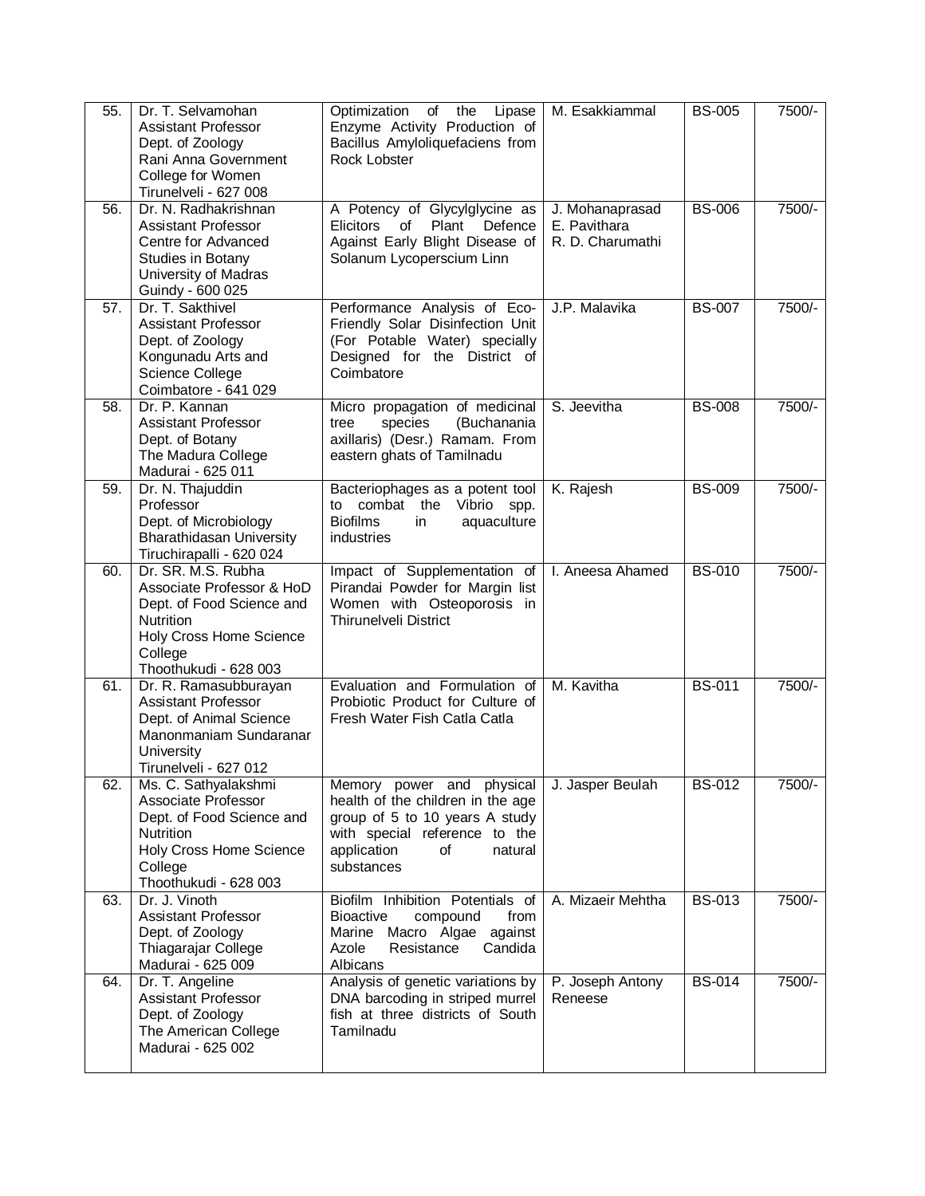| | | | | | |
|---|---|---|---|---|---|
| 55. | Dr. T. Selvamohan<br>Assistant Professor<br>Dept. of Zoology<br>Rani Anna Government College for Women<br>Tirunelveli - 627 008 | Optimization of the Lipase Enzyme Activity Production of Bacillus Amyloliquefaciens from Rock Lobster | M. Esakkiammal | BS-005 | 7500/- |
| 56. | Dr. N. Radhakrishnan<br>Assistant Professor<br>Centre for Advanced Studies in Botany<br>University of Madras<br>Guindy - 600 025 | A Potency of Glycylglycine as Elicitors of Plant Defence Against Early Blight Disease of Solanum Lycoperscium Linn | J. Mohanaprasad<br>E. Pavithara<br>R. D. Charumathi | BS-006 | 7500/- |
| 57. | Dr. T. Sakthivel<br>Assistant Professor<br>Dept. of Zoology<br>Kongunadu Arts and Science College<br>Coimbatore - 641 029 | Performance Analysis of Eco-Friendly Solar Disinfection Unit (For Potable Water) specially Designed for the District of Coimbatore | J.P. Malavika | BS-007 | 7500/- |
| 58. | Dr. P. Kannan<br>Assistant Professor<br>Dept. of Botany<br>The Madura College<br>Madurai - 625 011 | Micro propagation of medicinal tree species (Buchanania axillaris) (Desr.) Ramam. From eastern ghats of Tamilnadu | S. Jeevitha | BS-008 | 7500/- |
| 59. | Dr. N. Thajuddin<br>Professor<br>Dept. of Microbiology<br>Bharathidasan University<br>Tiruchirapalli - 620 024 | Bacteriophages as a potent tool to combat the Vibrio spp. Biofilms in aquaculture industries | K. Rajesh | BS-009 | 7500/- |
| 60. | Dr. SR. M.S. Rubha<br>Associate Professor & HoD<br>Dept. of Food Science and Nutrition<br>Holy Cross Home Science College<br>Thoothukudi - 628 003 | Impact of Supplementation of Pirandai Powder for Margin list Women with Osteoporosis in Thirunelveli District | I. Aneesa Ahamed | BS-010 | 7500/- |
| 61. | Dr. R. Ramasubburayan<br>Assistant Professor<br>Dept. of Animal Science<br>Manonmaniam Sundaranar University<br>Tirunelveli - 627 012 | Evaluation and Formulation of Probiotic Product for Culture of Fresh Water Fish Catla Catla | M. Kavitha | BS-011 | 7500/- |
| 62. | Ms. C. Sathyalakshmi<br>Associate Professor<br>Dept. of Food Science and Nutrition<br>Holy Cross Home Science College<br>Thoothukudi - 628 003 | Memory power and physical health of the children in the age group of 5 to 10 years A study with special reference to the application of natural substances | J. Jasper Beulah | BS-012 | 7500/- |
| 63. | Dr. J. Vinoth<br>Assistant Professor<br>Dept. of Zoology<br>Thiagarajar College<br>Madurai - 625 009 | Biofilm Inhibition Potentials of Bioactive compound from Marine Macro Algae against Azole Resistance Candida Albicans | A. Mizaeir Mehtha | BS-013 | 7500/- |
| 64. | Dr. T. Angeline<br>Assistant Professor<br>Dept. of Zoology<br>The American College<br>Madurai - 625 002 | Analysis of genetic variations by DNA barcoding in striped murrel fish at three districts of South Tamilnadu | P. Joseph Antony Reneese | BS-014 | 7500/- |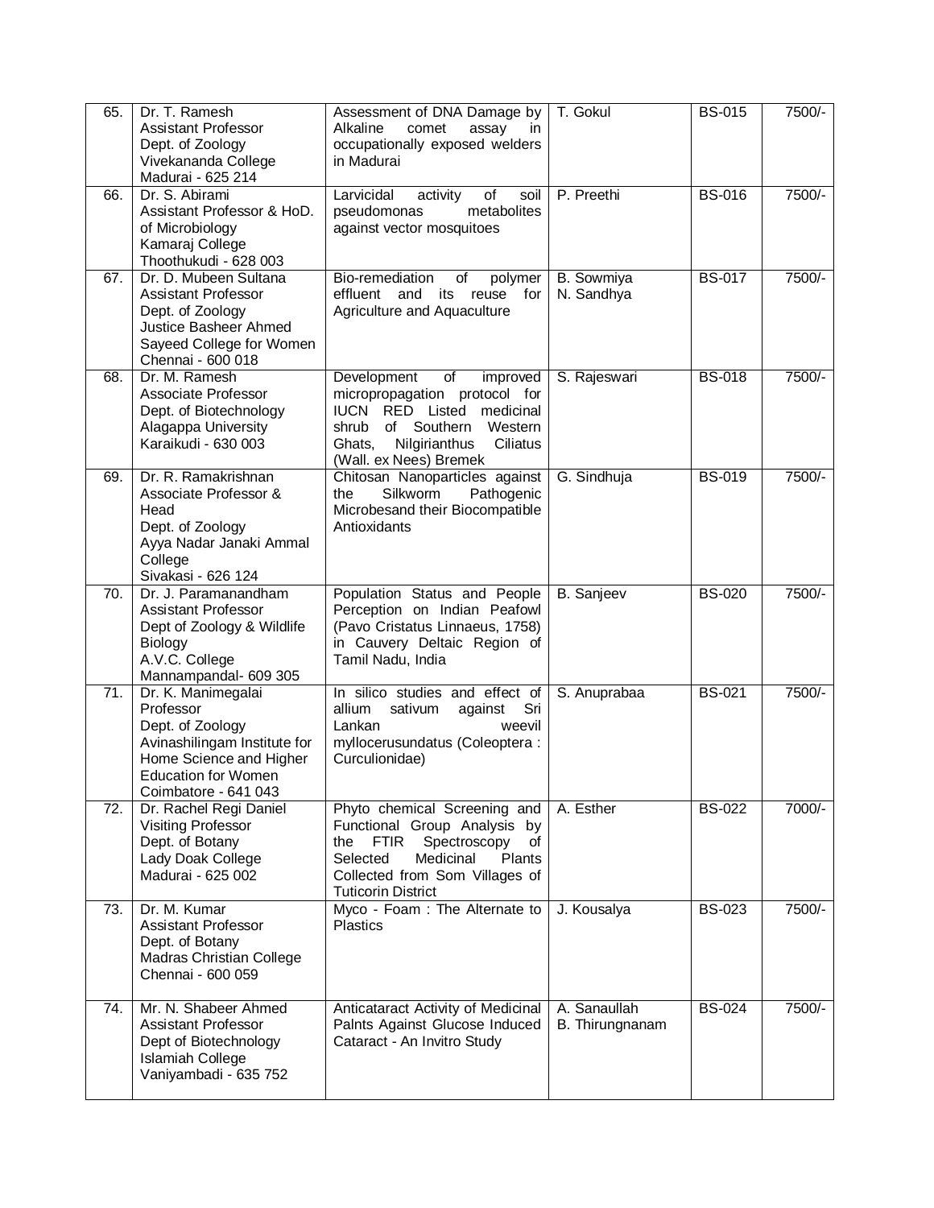| 65. | Dr. T. Ramesh<br>Assistant Professor<br>Dept. of Zoology<br>Vivekananda College<br>Madurai - 625 214 | Assessment of DNA Damage by Alkaline comet assay in occupationally exposed welders in Madurai | T. Gokul | BS-015 | 7500/- |
|---|---|---|---|---|---|
| 66. | Dr. S. Abirami<br>Assistant Professor & HoD. of Microbiology<br>Kamaraj College<br>Thoothukudi - 628 003 | Larvicidal activity of soil pseudomonas metabolites against vector mosquitoes | P. Preethi | BS-016 | 7500/- |
| 67. | Dr. D. Mubeen Sultana<br>Assistant Professor<br>Dept. of Zoology<br>Justice Basheer Ahmed Sayeed College for Women<br>Chennai - 600 018 | Bio-remediation of polymer effluent and its reuse for Agriculture and Aquaculture | B. Sowmiya<br>N. Sandhya | BS-017 | 7500/- |
| 68. | Dr. M. Ramesh<br>Associate Professor<br>Dept. of Biotechnology<br>Alagappa University<br>Karaikudi - 630 003 | Development of improved micropropagation protocol for IUCN RED Listed medicinal shrub of Southern Western Ghats, Nilgirianthus Ciliatus (Wall. ex Nees) Bremek | S. Rajeswari | BS-018 | 7500/- |
| 69. | Dr. R. Ramakrishnan<br>Associate Professor & Head<br>Dept. of Zoology<br>Ayya Nadar Janaki Ammal College<br>Sivakasi - 626 124 | Chitosan Nanoparticles against the Silkworm Pathogenic Microbesand their Biocompatible Antioxidants | G. Sindhuja | BS-019 | 7500/- |
| 70. | Dr. J. Paramanandham<br>Assistant Professor<br>Dept of Zoology & Wildlife Biology<br>A.V.C. College<br>Mannampandal- 609 305 | Population Status and People Perception on Indian Peafowl (Pavo Cristatus Linnaeus, 1758) in Cauvery Deltaic Region of Tamil Nadu, India | B. Sanjeev | BS-020 | 7500/- |
| 71. | Dr. K. Manimegalai<br>Professor<br>Dept. of Zoology<br>Avinashilingam Institute for Home Science and Higher Education for Women<br>Coimbatore - 641 043 | In silico studies and effect of allium sativum against Sri Lankan weevil myllocerusundatus (Coleoptera : Curculionidae) | S. Anuprabaa | BS-021 | 7500/- |
| 72. | Dr. Rachel Regi Daniel<br>Visiting Professor<br>Dept. of Botany<br>Lady Doak College<br>Madurai - 625 002 | Phyto chemical Screening and Functional Group Analysis by the FTIR Spectroscopy of Selected Medicinal Plants Collected from Som Villages of Tuticorin District | A. Esther | BS-022 | 7000/- |
| 73. | Dr. M. Kumar<br>Assistant Professor<br>Dept. of Botany<br>Madras Christian College<br>Chennai - 600 059 | Myco - Foam : The Alternate to Plastics | J. Kousalya | BS-023 | 7500/- |
| 74. | Mr. N. Shabeer Ahmed<br>Assistant Professor<br>Dept of Biotechnology<br>Islamiah College<br>Vaniyambadi - 635 752 | Anticataract Activity of Medicinal Palnts Against Glucose Induced Cataract - An Invitro Study | A. Sanaullah<br>B. Thirungnanam | BS-024 | 7500/- |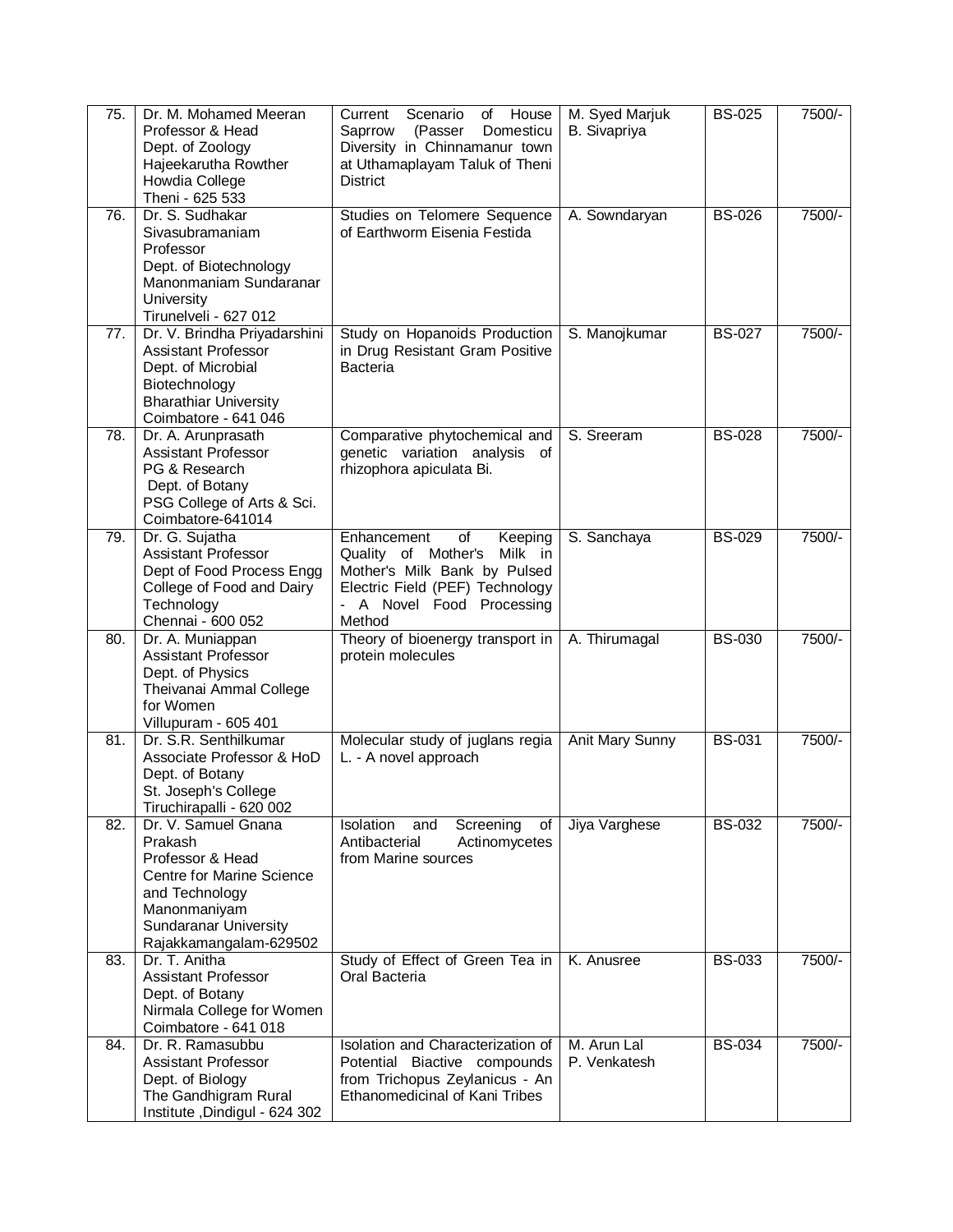| 75. | Dr. M. Mohamed Meeran<br>Professor & Head<br>Dept. of Zoology<br>Hajeekarutha Rowther Howdia College<br>Theni - 625 533 | Current Scenario of House Saprrow (Passer Domesticu Diversity in Chinnamanur town at Uthamaplayam Taluk of Theni District | M. Syed Marjuk<br>B. Sivapriya | BS-025 | 7500/- |
|---|---|---|---|---|---|
| 76. | Dr. S. Sudhakar Sivasubramaniam<br>Professor<br>Dept. of Biotechnology<br>Manonmaniam Sundaranar University<br>Tirunelveli - 627 012 | Studies on Telomere Sequence of Earthworm Eisenia Festida | A. Sowndaryan | BS-026 | 7500/- |
| 77. | Dr. V. Brindha Priyadarshini<br>Assistant Professor<br>Dept. of Microbial Biotechnology<br>Bharathiar University<br>Coimbatore - 641 046 | Study on Hopanoids Production in Drug Resistant Gram Positive Bacteria | S. Manojkumar | BS-027 | 7500/- |
| 78. | Dr. A. Arunprasath<br>Assistant Professor<br>PG & Research Dept. of Botany<br>PSG College of Arts & Sci.<br>Coimbatore-641014 | Comparative phytochemical and genetic variation analysis of rhizophora apiculata Bi. | S. Sreeram | BS-028 | 7500/- |
| 79. | Dr. G. Sujatha<br>Assistant Professor<br>Dept of Food Process Engg<br>College of Food and Dairy Technology<br>Chennai - 600 052 | Enhancement of Keeping Quality of Mother's Milk in Mother's Milk Bank by Pulsed Electric Field (PEF) Technology - A Novel Food Processing Method | S. Sanchaya | BS-029 | 7500/- |
| 80. | Dr. A. Muniappan<br>Assistant Professor<br>Dept. of Physics<br>Theivanai Ammal College for Women<br>Villupuram - 605 401 | Theory of bioenergy transport in protein molecules | A. Thirumagal | BS-030 | 7500/- |
| 81. | Dr. S.R. Senthilkumar<br>Associate Professor & HoD<br>Dept. of Botany<br>St. Joseph's College<br>Tiruchirapalli - 620 002 | Molecular study of juglans regia L. - A novel approach | Anit Mary Sunny | BS-031 | 7500/- |
| 82. | Dr. V. Samuel Gnana Prakash<br>Professor & Head<br>Centre for Marine Science and Technology<br>Manonmaniyam Sundaranar University<br>Rajakkamangalam-629502 | Isolation and Screening of Antibacterial Actinomycetes from Marine sources | Jiya Varghese | BS-032 | 7500/- |
| 83. | Dr. T. Anitha<br>Assistant Professor<br>Dept. of Botany<br>Nirmala College for Women<br>Coimbatore - 641 018 | Study of Effect of Green Tea in Oral Bacteria | K. Anusree | BS-033 | 7500/- |
| 84. | Dr. R. Ramasubbu<br>Assistant Professor<br>Dept. of Biology<br>The Gandhigram Rural Institute ,Dindigul - 624 302 | Isolation and Characterization of Potential Biactive compounds from Trichopus Zeylanicus - An Ethanomedicinal of Kani Tribes | M. Arun Lal<br>P. Venkatesh | BS-034 | 7500/- |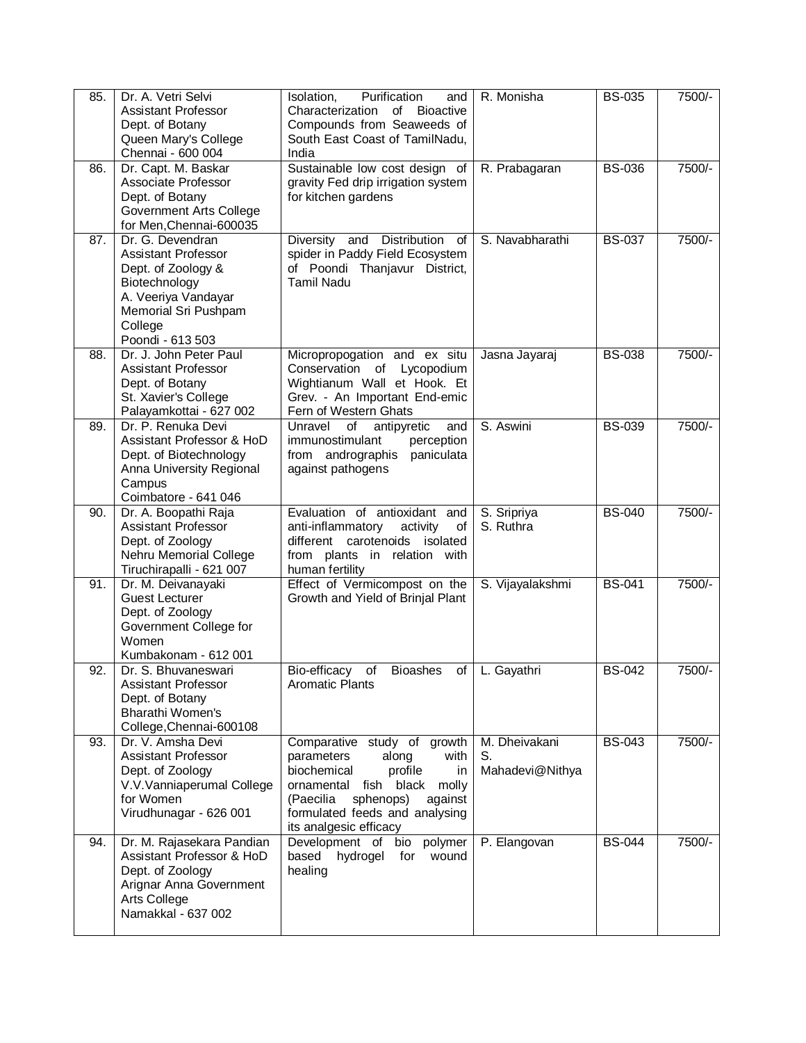| 85. | Dr. A. Vetri Selvi<br>Assistant Professor<br>Dept. of Botany<br>Queen Mary's College<br>Chennai - 600 004 | Isolation, Purification and Characterization of Bioactive Compounds from Seaweeds of South East Coast of TamilNadu, India | R. Monisha | BS-035 | 7500/- |
|---|---|---|---|---|---|
| 86. | Dr. Capt. M. Baskar<br>Associate Professor<br>Dept. of Botany<br>Government Arts College for Men,Chennai-600035 | Sustainable low cost design of gravity Fed drip irrigation system for kitchen gardens | R. Prabagaran | BS-036 | 7500/- |
| 87. | Dr. G. Devendran<br>Assistant Professor<br>Dept. of Zoology & Biotechnology<br>A. Veeriya Vandayar Memorial Sri Pushpam College<br>Poondi - 613 503 | Diversity and Distribution of spider in Paddy Field Ecosystem of Poondi Thanjavur District, Tamil Nadu | S. Navabharathi | BS-037 | 7500/- |
| 88. | Dr. J. John Peter Paul<br>Assistant Professor<br>Dept. of Botany<br>St. Xavier's College<br>Palayamkottai - 627 002 | Micropropogation and ex situ Conservation of Lycopodium Wightianum Wall et Hook. Et Grev. - An Important End-emic Fern of Western Ghats | Jasna Jayaraj | BS-038 | 7500/- |
| 89. | Dr. P. Renuka Devi<br>Assistant Professor & HoD<br>Dept. of Biotechnology<br>Anna University Regional Campus<br>Coimbatore - 641 046 | Unravel of antipyretic and immunostimulant perception from andrographis paniculata against pathogens | S. Aswini | BS-039 | 7500/- |
| 90. | Dr. A. Boopathi Raja<br>Assistant Professor<br>Dept. of Zoology<br>Nehru Memorial College<br>Tiruchirapalli - 621 007 | Evaluation of antioxidant and anti-inflammatory activity of different carotenoids isolated from plants in relation with human fertility | S. Sripriya<br>S. Ruthra | BS-040 | 7500/- |
| 91. | Dr. M. Deivanayaki<br>Guest Lecturer<br>Dept. of Zoology<br>Government College for Women<br>Kumbakonam - 612 001 | Effect of Vermicompost on the Growth and Yield of Brinjal Plant | S. Vijayalakshmi | BS-041 | 7500/- |
| 92. | Dr. S. Bhuvaneswari<br>Assistant Professor<br>Dept. of Botany<br>Bharathi Women's College,Chennai-600108 | Bio-efficacy of Bioashes of Aromatic Plants | L. Gayathri | BS-042 | 7500/- |
| 93. | Dr. V. Amsha Devi<br>Assistant Professor<br>Dept. of Zoology<br>V.V.Vanniaperumal College for Women<br>Virudhunagar - 626 001 | Comparative study of growth parameters along with biochemical profile in ornamental fish black molly (Paecilia sphenops) against formulated feeds and analysing its analgesic efficacy | M. Dheivakani<br>S. Mahadevi@Nithya | BS-043 | 7500/- |
| 94. | Dr. M. Rajasekara Pandian<br>Assistant Professor & HoD<br>Dept. of Zoology<br>Arignar Anna Government Arts College<br>Namakkal - 637 002 | Development of bio polymer based hydrogel for wound healing | P. Elangovan | BS-044 | 7500/- |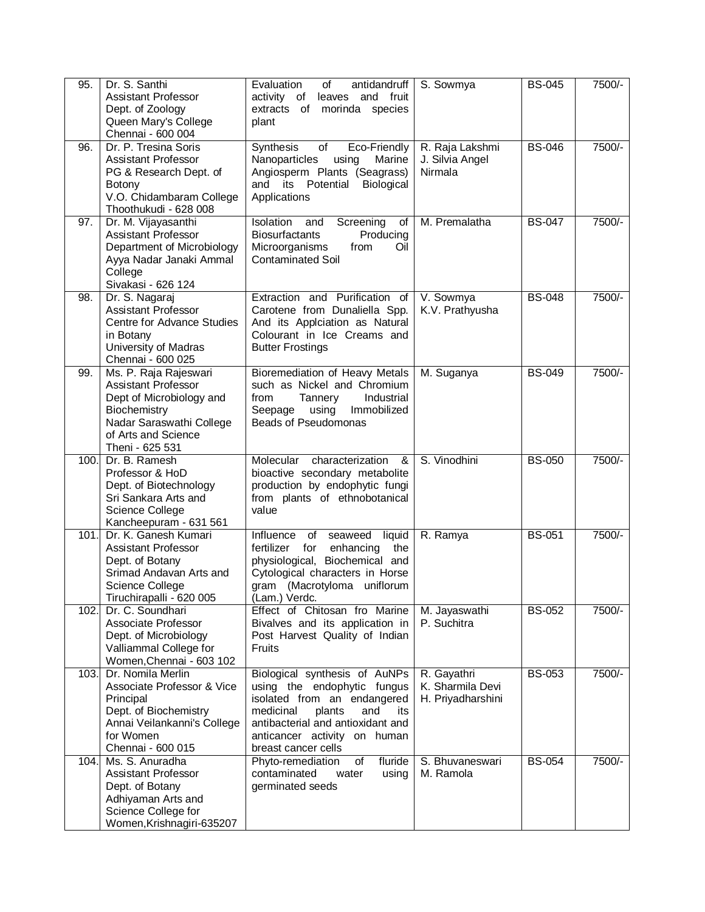| | | | | | |
|---|---|---|---|---|---|
| 95. | Dr. S. Santhi<br>Assistant Professor<br>Dept. of Zoology<br>Queen Mary's College<br>Chennai - 600 004 | Evaluation of antidandruff activity of leaves and fruit extracts of morinda species plant | S. Sowmya | BS-045 | 7500/- |
| 96. | Dr. P. Tresina Soris<br>Assistant Professor<br>PG & Research Dept. of Botany<br>V.O. Chidambaram College<br>Thoothukudi - 628 008 | Synthesis of Eco-Friendly Nanoparticles using Marine Angiosperm Plants (Seagrass) and its Potential Biological Applications | R. Raja Lakshmi<br>J. Silvia Angel Nirmala | BS-046 | 7500/- |
| 97. | Dr. M. Vijayasanthi<br>Assistant Professor<br>Department of Microbiology<br>Ayya Nadar Janaki Ammal College<br>Sivakasi - 626 124 | Isolation and Screening of Biosurfactants Producing Microorganisms from Oil Contaminated Soil | M. Premalatha | BS-047 | 7500/- |
| 98. | Dr. S. Nagaraj<br>Assistant Professor<br>Centre for Advance Studies in Botany<br>University of Madras<br>Chennai - 600 025 | Extraction and Purification of Carotene from Dunaliella Spp. And its Applciation as Natural Colourant in Ice Creams and Butter Frostings | V. Sowmya<br>K.V. Prathyusha | BS-048 | 7500/- |
| 99. | Ms. P. Raja Rajeswari<br>Assistant Professor<br>Dept of Microbiology and Biochemistry<br>Nadar Saraswathi College of Arts and Science<br>Theni - 625 531 | Bioremediation of Heavy Metals such as Nickel and Chromium from Tannery Industrial Seepage using Immobilized Beads of Pseudomonas | M. Suganya | BS-049 | 7500/- |
| 100. | Dr. B. Ramesh<br>Professor & HoD<br>Dept. of Biotechnology<br>Sri Sankara Arts and Science College<br>Kancheepuram - 631 561 | Molecular characterization & bioactive secondary metabolite production by endophytic fungi from plants of ethnobotanical value | S. Vinodhini | BS-050 | 7500/- |
| 101. | Dr. K. Ganesh Kumari<br>Assistant Professor<br>Dept. of Botany<br>Srimad Andavan Arts and Science College<br>Tiruchirapalli - 620 005 | Influence of seaweed liquid fertilizer for enhancing the physiological, Biochemical and Cytological characters in Horse gram (Macrotyloma uniflorum (Lam.) Verdc. | R. Ramya | BS-051 | 7500/- |
| 102. | Dr. C. Soundhari<br>Associate Professor<br>Dept. of Microbiology<br>Valliammal College for Women,Chennai - 603 102 | Effect of Chitosan fro Marine Bivalves and its application in Post Harvest Quality of Indian Fruits | M. Jayaswathi<br>P. Suchitra | BS-052 | 7500/- |
| 103. | Dr. Nomila Merlin<br>Associate Professor & Vice Principal<br>Dept. of Biochemistry<br>Annai Veilankanni's College for Women<br>Chennai - 600 015 | Biological synthesis of AuNPs using the endophytic fungus isolated from an endangered medicinal plants and its antibacterial and antioxidant and anticancer activity on human breast cancer cells | R. Gayathri<br>K. Sharmila Devi<br>H. Priyadharshini | BS-053 | 7500/- |
| 104. | Ms. S. Anuradha<br>Assistant Professor<br>Dept. of Botany<br>Adhiyaman Arts and Science College for Women,Krishnagiri-635207 | Phyto-remediation of fluride contaminated water using germinated seeds | S. Bhuvaneswari<br>M. Ramola | BS-054 | 7500/- |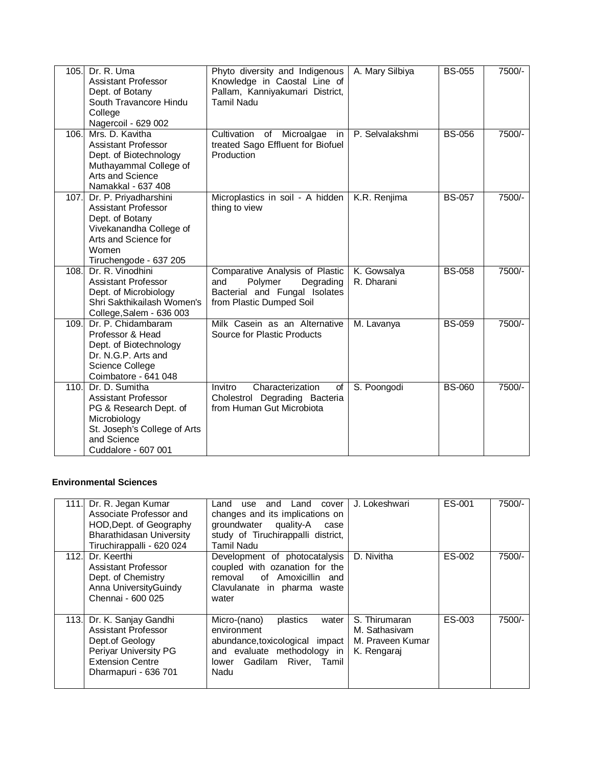| 105. | Dr. R. Uma<br>Assistant Professor<br>Dept. of Botany<br>South Travancore Hindu College<br>Nagercoil - 629 002 | Phyto diversity and Indigenous Knowledge in Caostal Line of Pallam, Kanniyakumari District, Tamil Nadu | A. Mary Silbiya | BS-055 | 7500/- |
|---|---|---|---|---|---|
| 106. | Mrs. D. Kavitha<br>Assistant Professor<br>Dept. of Biotechnology<br>Muthayammal College of Arts and Science<br>Namakkal - 637 408 | Cultivation of Microalgae in treated Sago Effluent for Biofuel Production | P. Selvalakshmi | BS-056 | 7500/- |
| 107. | Dr. P. Priyadharshini<br>Assistant Professor<br>Dept. of Botany<br>Vivekanandha College of Arts and Science for Women<br>Tiruchengode - 637 205 | Microplastics in soil - A hidden thing to view | K.R. Renjima | BS-057 | 7500/- |
| 108. | Dr. R. Vinodhini<br>Assistant Professor<br>Dept. of Microbiology<br>Shri Sakthikailash Women's College,Salem - 636 003 | Comparative Analysis of Plastic and Polymer Degrading Bacterial and Fungal Isolates from Plastic Dumped Soil | K. Gowsalya<br>R. Dharani | BS-058 | 7500/- |
| 109. | Dr. P. Chidambaram<br>Professor & Head<br>Dept. of Biotechnology<br>Dr. N.G.P. Arts and Science College<br>Coimbatore - 641 048 | Milk Casein as an Alternative Source for Plastic Products | M. Lavanya | BS-059 | 7500/- |
| 110. | Dr. D. Sumitha<br>Assistant Professor<br>PG & Research Dept. of Microbiology<br>St. Joseph's College of Arts and Science<br>Cuddalore - 607 001 | Invitro Characterization of Cholestrol Degrading Bacteria from Human Gut Microbiota | S. Poongodi | BS-060 | 7500/- |

**Environmental Sciences**

| 111. | Dr. R. Jegan Kumar<br>Associate Professor and HOD,Dept. of Geography<br>Bharathidasan University<br>Tiruchirappalli - 620 024 | Land use and Land cover changes and its implications on groundwater quality-A case study of Tiruchirappalli district, Tamil Nadu | J. Lokeshwari | ES-001 | 7500/- |
|---|---|---|---|---|---|
| 112. | Dr. Keerthi<br>Assistant Professor<br>Dept. of Chemistry<br>Anna UniversityGuindy<br>Chennai - 600 025 | Development of photocatalysis coupled with ozanation for the removal of Amoxicillin and Clavulanate in pharma waste water | D. Nivitha | ES-002 | 7500/- |
| 113. | Dr. K. Sanjay Gandhi<br>Assistant Professor<br>Dept.of Geology<br>Periyar University PG Extension Centre<br>Dharmapuri - 636 701 | Micro-(nano) plastics water environment abundance,toxicological impact and evaluate methodology in lower Gadilam River, Tamil Nadu | S. Thirumaran<br>M. Sathasivam<br>M. Praveen Kumar<br>K. Rengaraj | ES-003 | 7500/- |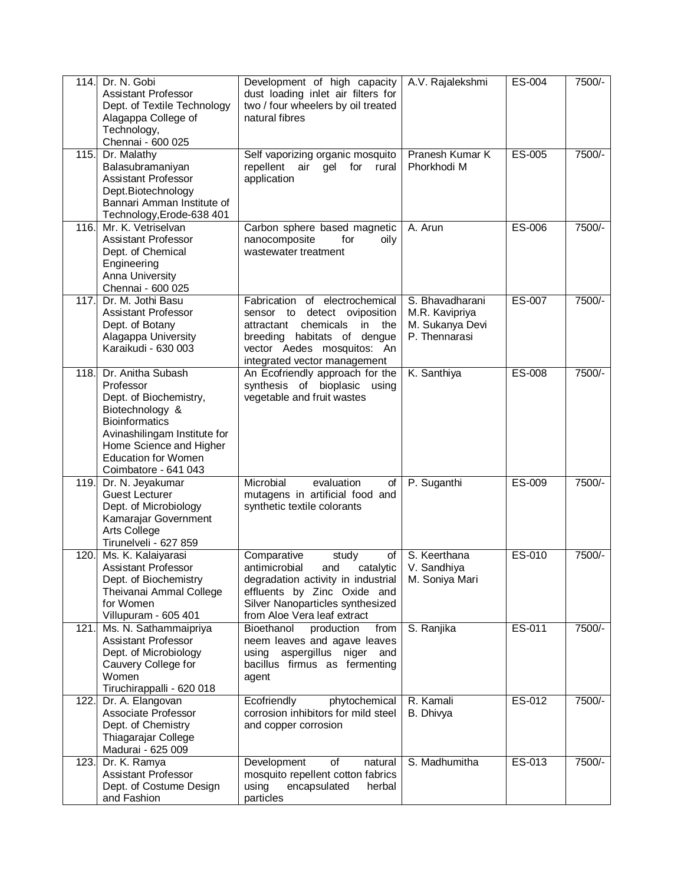| | | | | | |
|---|---|---|---|---|---|
| 114. | Dr. N. Gobi<br>Assistant Professor<br>Dept. of Textile Technology<br>Alagappa College of Technology,<br>Chennai - 600 025 | Development of high capacity dust loading inlet air filters for two / four wheelers by oil treated natural fibres | A.V. Rajalekshmi | ES-004 | 7500/- |
| 115. | Dr. Malathy Balasubramaniyan<br>Assistant Professor<br>Dept.Biotechnology<br>Bannari Amman Institute of Technology,Erode-638 401 | Self vaporizing organic mosquito repellent air gel for rural application | Pranesh Kumar K<br>Phorkhodi M | ES-005 | 7500/- |
| 116. | Mr. K. Vetriselvan<br>Assistant Professor<br>Dept. of Chemical Engineering<br>Anna University<br>Chennai - 600 025 | Carbon sphere based magnetic nanocomposite for oily wastewater treatment | A. Arun | ES-006 | 7500/- |
| 117. | Dr. M. Jothi Basu<br>Assistant Professor<br>Dept. of Botany<br>Alagappa University<br>Karaikudi - 630 003 | Fabrication of electrochemical sensor to detect oviposition attractant chemicals in the breeding habitats of dengue vector Aedes mosquitos: An integrated vector management | S. Bhavadharani<br>M.R. Kavipriya<br>M. Sukanya Devi<br>P. Thennarasi | ES-007 | 7500/- |
| 118. | Dr. Anitha Subash<br>Professor<br>Dept. of Biochemistry, Biotechnology & Bioinformatics<br>Avinashilingam Institute for Home Science and Higher Education for Women<br>Coimbatore - 641 043 | An Ecofriendly approach for the synthesis of bioplasic using vegetable and fruit wastes | K. Santhiya | ES-008 | 7500/- |
| 119. | Dr. N. Jeyakumar<br>Guest Lecturer<br>Dept. of Microbiology<br>Kamarajar Government Arts College<br>Tirunelveli - 627 859 | Microbial evaluation of mutagens in artificial food and synthetic textile colorants | P. Suganthi | ES-009 | 7500/- |
| 120. | Ms. K. Kalaiyarasi<br>Assistant Professor<br>Dept. of Biochemistry<br>Theivanai Ammal College for Women<br>Villupuram - 605 401 | Comparative study of antimicrobial and catalytic degradation activity in industrial effluents by Zinc Oxide and Silver Nanoparticles synthesized from Aloe Vera leaf extract | S. Keerthana<br>V. Sandhiya<br>M. Soniya Mari | ES-010 | 7500/- |
| 121. | Ms. N. Sathammaipriya<br>Assistant Professor<br>Dept. of Microbiology<br>Cauvery College for Women<br>Tiruchirappalli - 620 018 | Bioethanol production from neem leaves and agave leaves using aspergillus niger and bacillus firmus as fermenting agent | S. Ranjika | ES-011 | 7500/- |
| 122. | Dr. A. Elangovan<br>Associate Professor<br>Dept. of Chemistry<br>Thiagarajar College<br>Madurai - 625 009 | Ecofriendly phytochemical corrosion inhibitors for mild steel and copper corrosion | R. Kamali<br>B. Dhivya | ES-012 | 7500/- |
| 123. | Dr. K. Ramya<br>Assistant Professor<br>Dept. of Costume Design and Fashion | Development of natural mosquito repellent cotton fabrics using encapsulated herbal particles | S. Madhumitha | ES-013 | 7500/- |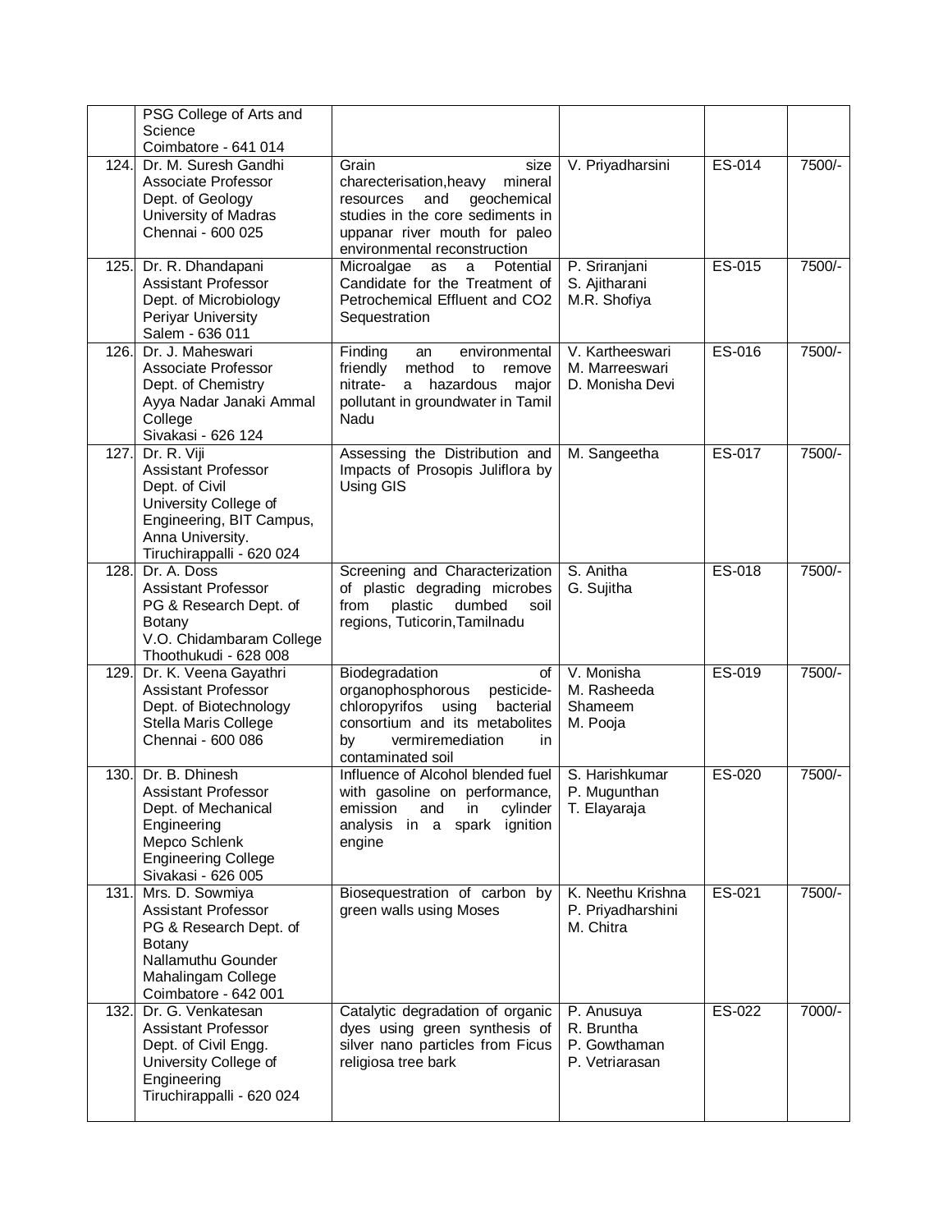| | | | | | |
|---|---|---|---|---|---|
| | PSG College of Arts and Science Coimbatore - 641 014 | | | | |
| 124. | Dr. M. Suresh Gandhi Associate Professor Dept. of Geology University of Madras Chennai - 600 025 | Grain size charecterisation,heavy mineral resources and geochemical studies in the core sediments in uppanar river mouth for paleo environmental reconstruction | V. Priyadharsini | ES-014 | 7500/- |
| 125. | Dr. R. Dhandapani Assistant Professor Dept. of Microbiology Periyar University Salem - 636 011 | Microalgae as a Potential Candidate for the Treatment of Petrochemical Effluent and CO2 Sequestration | P. Sriranjani S. Ajitharani M.R. Shofiya | ES-015 | 7500/- |
| 126. | Dr. J. Maheswari Associate Professor Dept. of Chemistry Ayya Nadar Janaki Ammal College Sivakasi - 626 124 | Finding an environmental friendly method to remove nitrate- a hazardous major pollutant in groundwater in Tamil Nadu | V. Kartheeswari M. Marreeswari D. Monisha Devi | ES-016 | 7500/- |
| 127. | Dr. R. Viji Assistant Professor Dept. of Civil University College of Engineering, BIT Campus, Anna University. Tiruchirappalli - 620 024 | Assessing the Distribution and Impacts of Prosopis Juliflora by Using GIS | M. Sangeetha | ES-017 | 7500/- |
| 128. | Dr. A. Doss Assistant Professor PG & Research Dept. of Botany V.O. Chidambaram College Thoothukudi - 628 008 | Screening and Characterization of plastic degrading microbes from plastic dumbed soil regions, Tuticorin,Tamilnadu | S. Anitha G. Sujitha | ES-018 | 7500/- |
| 129. | Dr. K. Veena Gayathri Assistant Professor Dept. of Biotechnology Stella Maris College Chennai - 600 086 | Biodegradation of organophosphorous pesticide-chloropyrifos using bacterial consortium and its metabolites by vermiremediation in contaminated soil | V. Monisha M. Rasheeda Shameem M. Pooja | ES-019 | 7500/- |
| 130. | Dr. B. Dhinesh Assistant Professor Dept. of Mechanical Engineering Mepco Schlenk Engineering College Sivakasi - 626 005 | Influence of Alcohol blended fuel with gasoline on performance, emission and in cylinder analysis in a spark ignition engine | S. Harishkumar P. Mugunthan T. Elayaraja | ES-020 | 7500/- |
| 131. | Mrs. D. Sowmiya Assistant Professor PG & Research Dept. of Botany Nallamuthu Gounder Mahalingam College Coimbatore - 642 001 | Biosequestration of carbon by green walls using Moses | K. Neethu Krishna P. Priyadharshini M. Chitra | ES-021 | 7500/- |
| 132. | Dr. G. Venkatesan Assistant Professor Dept. of Civil Engg. University College of Engineering Tiruchirappalli - 620 024 | Catalytic degradation of organic dyes using green synthesis of silver nano particles from Ficus religiosa tree bark | P. Anusuya R. Bruntha P. Gowthaman P. Vetriarasan | ES-022 | 7000/- |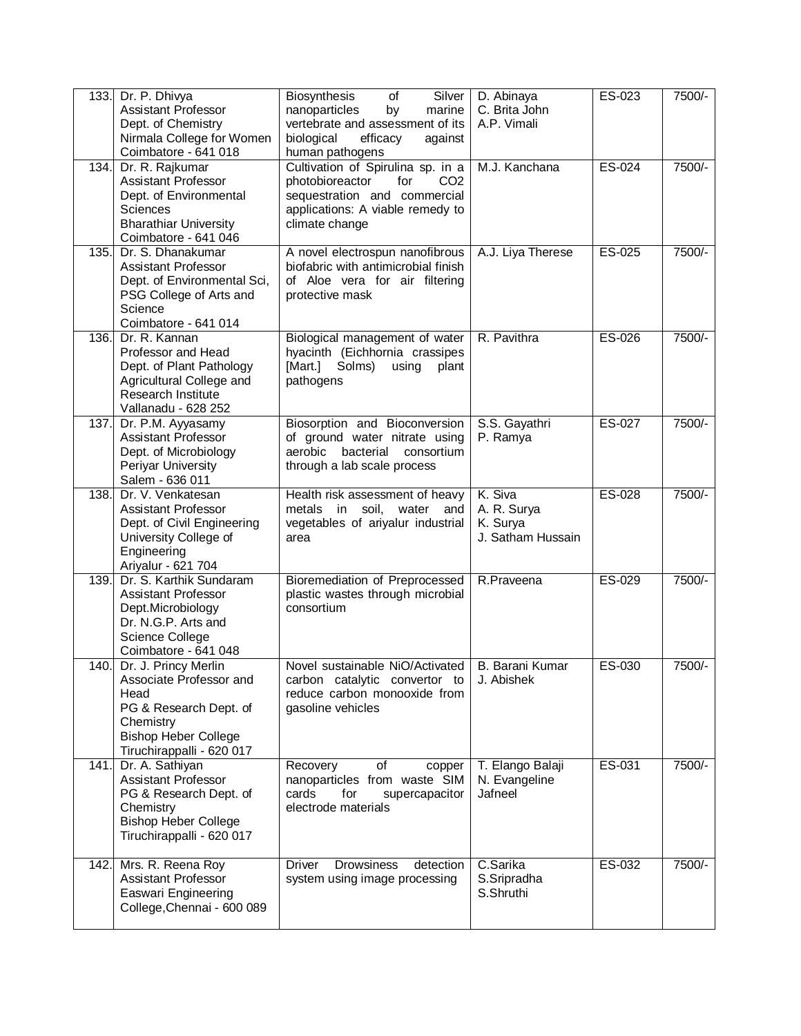| 133. | Dr. P. Dhivya<br>Assistant Professor<br>Dept. of Chemistry<br>Nirmala College for Women<br>Coimbatore - 641 018 | Biosynthesis of Silver nanoparticles by marine vertebrate and assessment of its biological efficacy against human pathogens | D. Abinaya<br>C. Brita John<br>A.P. Vimali | ES-023 | 7500/- |
|---|---|---|---|---|---|
| 134. | Dr. R. Rajkumar<br>Assistant Professor<br>Dept. of Environmental Sciences<br>Bharathiar University<br>Coimbatore - 641 046 | Cultivation of Spirulina sp. in a photobioreactor for $CO_2$ sequestration and commercial applications: A viable remedy to climate change | M.J. Kanchana | ES-024 | 7500/- |
| 135. | Dr. S. Dhanakumar<br>Assistant Professor<br>Dept. of Environmental Sci,<br>PSG College of Arts and Science<br>Coimbatore - 641 014 | A novel electrospun nanofibrous biofabric with antimicrobial finish of Aloe vera for air filtering protective mask | A.J. Liya Therese | ES-025 | 7500/- |
| 136. | Dr. R. Kannan<br>Professor and Head<br>Dept. of Plant Pathology<br>Agricultural College and Research Institute<br>Vallanadu - 628 252 | Biological management of water hyacinth (Eichhornia crassipes [Mart.] Solms) using plant pathogens | R. Pavithra | ES-026 | 7500/- |
| 137. | Dr. P.M. Ayyasamy<br>Assistant Professor<br>Dept. of Microbiology<br>Periyar University<br>Salem - 636 011 | Biosorption and Bioconversion of ground water nitrate using aerobic bacterial consortium through a lab scale process | S.S. Gayathri<br>P. Ramya | ES-027 | 7500/- |
| 138. | Dr. V. Venkatesan<br>Assistant Professor<br>Dept. of Civil Engineering<br>University College of Engineering<br>Ariyalur - 621 704 | Health risk assessment of heavy metals in soil, water and vegetables of ariyalur industrial area | K. Siva<br>A. R. Surya<br>K. Surya<br>J. Satham Hussain | ES-028 | 7500/- |
| 139. | Dr. S. Karthik Sundaram<br>Assistant Professor<br>Dept.Microbiology<br>Dr. N.G.P. Arts and Science College<br>Coimbatore - 641 048 | Bioremediation of Preprocessed plastic wastes through microbial consortium | R.Praveena | ES-029 | 7500/- |
| 140. | Dr. J. Princy Merlin<br>Associate Professor and Head<br>PG & Research Dept. of Chemistry<br>Bishop Heber College<br>Tiruchirappalli - 620 017 | Novel sustainable NiO/Activated carbon catalytic convertor to reduce carbon monooxide from gasoline vehicles | B. Barani Kumar<br>J. Abishek | ES-030 | 7500/- |
| 141. | Dr. A. Sathiyan<br>Assistant Professor<br>PG & Research Dept. of Chemistry<br>Bishop Heber College<br>Tiruchirappalli - 620 017 | Recovery of copper nanoparticles from waste SIM cards for supercapacitor electrode materials | T. Elango Balaji<br>N. Evangeline Jafneel | ES-031 | 7500/- |
| 142. | Mrs. R. Reena Roy<br>Assistant Professor<br>Easwari Engineering College,Chennai - 600 089 | Driver Drowsiness detection system using image processing | C.Sarika<br>S.Sripradha<br>S.Shruthi | ES-032 | 7500/- |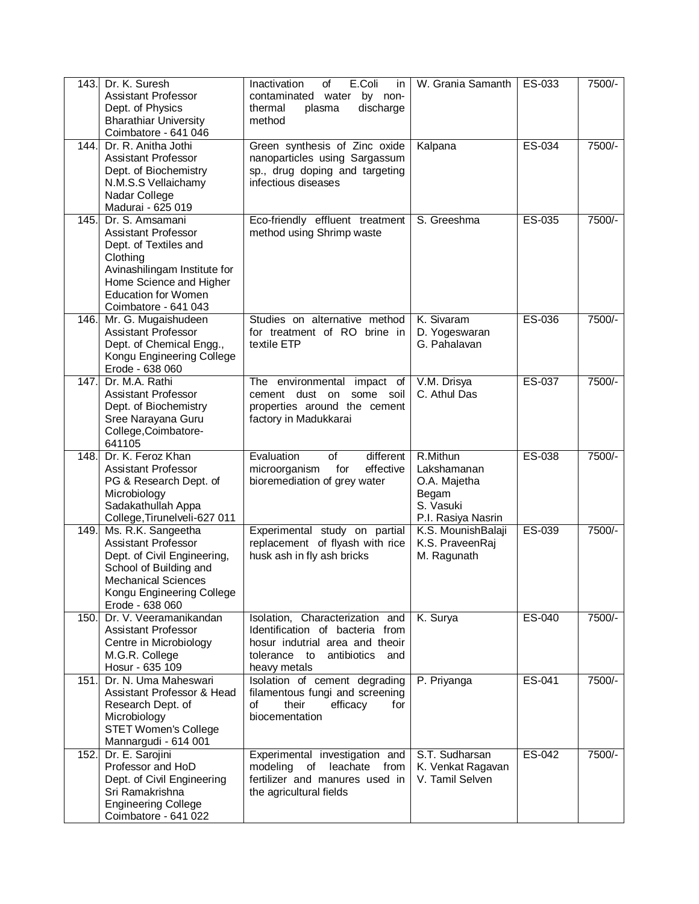| | | | | | |
|---|---|---|---|---|---|
| 143. | Dr. K. Suresh<br>Assistant Professor<br>Dept. of Physics<br>Bharathiar University<br>Coimbatore - 641 046 | Inactivation of E.Coli in contaminated water by non-thermal plasma discharge method | W. Grania Samanth | ES-033 | 7500/- |
| 144. | Dr. R. Anitha Jothi<br>Assistant Professor<br>Dept. of Biochemistry<br>N.M.S.S Vellaichamy Nadar College<br>Madurai - 625 019 | Green synthesis of Zinc oxide nanoparticles using Sargassum sp., drug doping and targeting infectious diseases | Kalpana | ES-034 | 7500/- |
| 145. | Dr. S. Amsamani<br>Assistant Professor<br>Dept. of Textiles and Clothing<br>Avinashilingam Institute for Home Science and Higher Education for Women<br>Coimbatore - 641 043 | Eco-friendly effluent treatment method using Shrimp waste | S. Greeshma | ES-035 | 7500/- |
| 146. | Mr. G. Mugaishudeen<br>Assistant Professor<br>Dept. of Chemical Engg.,<br>Kongu Engineering College<br>Erode - 638 060 | Studies on alternative method for treatment of RO brine in textile ETP | K. Sivaram<br>D. Yogeswaran<br>G. Pahalavan | ES-036 | 7500/- |
| 147. | Dr. M.A. Rathi<br>Assistant Professor<br>Dept. of Biochemistry<br>Sree Narayana Guru College,Coimbatore-641105 | The environmental impact of cement dust on some soil properties around the cement factory in Madukkarai | V.M. Drisya<br>C. Athul Das | ES-037 | 7500/- |
| 148. | Dr. K. Feroz Khan<br>Assistant Professor<br>PG & Research Dept. of Microbiology<br>Sadakathullah Appa College,Tirunelveli-627 011 | Evaluation of different microorganism for effective bioremediation of grey water | R.Mithun Lakshamanan<br>O.A. Majetha Begam<br>S. Vasuki<br>P.I. Rasiya Nasrin | ES-038 | 7500/- |
| 149. | Ms. R.K. Sangeetha<br>Assistant Professor<br>Dept. of Civil Engineering, School of Building and Mechanical Sciences<br>Kongu Engineering College<br>Erode - 638 060 | Experimental study on partial replacement of flyash with rice husk ash in fly ash bricks | K.S. MounishBalaji<br>K.S. PraveenRaj<br>M. Ragunath | ES-039 | 7500/- |
| 150. | Dr. V. Veeramanikandan<br>Assistant Professor<br>Centre in Microbiology<br>M.G.R. College<br>Hosur - 635 109 | Isolation, Characterization and Identification of bacteria from hosur indutrial area and theoir tolerance to antibiotics and heavy metals | K. Surya | ES-040 | 7500/- |
| 151. | Dr. N. Uma Maheswari<br>Assistant Professor & Head<br>Research Dept. of Microbiology<br>STET Women's College<br>Mannargudi - 614 001 | Isolation of cement degrading filamentous fungi and screening of their efficacy for biocementation | P. Priyanga | ES-041 | 7500/- |
| 152. | Dr. E. Sarojini<br>Professor and HoD<br>Dept. of Civil Engineering<br>Sri Ramakrishna Engineering College<br>Coimbatore - 641 022 | Experimental investigation and modeling of leachate from fertilizer and manures used in the agricultural fields | S.T. Sudharsan<br>K. Venkat Ragavan<br>V. Tamil Selven | ES-042 | 7500/- |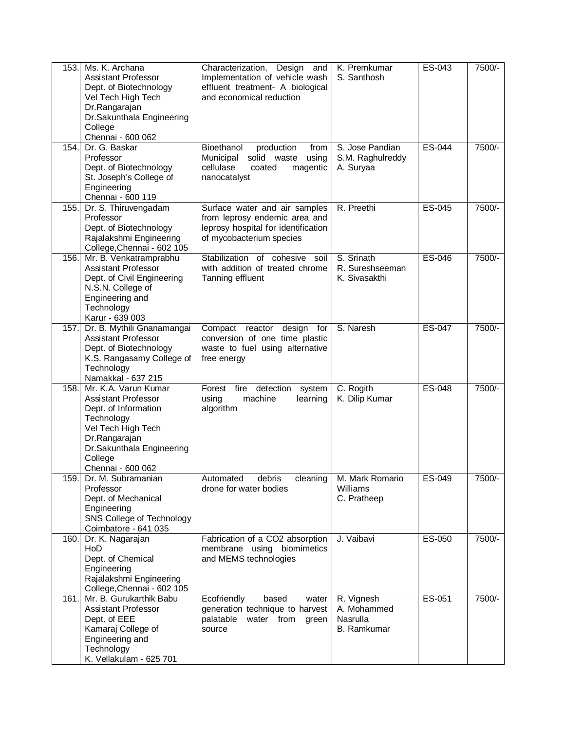| 153. | Ms. K. Archana<br>Assistant Professor<br>Dept. of Biotechnology<br>Vel Tech High Tech Dr.Rangarajan Dr.Sakunthala Engineering College<br>Chennai - 600 062 | Characterization, Design and Implementation of vehicle wash effluent treatment- A biological and economical reduction | K. Premkumar<br>S. Santhosh | ES-043 | 7500/- |
|---|---|---|---|---|---|
| 154. | Dr. G. Baskar<br>Professor<br>Dept. of Biotechnology<br>St. Joseph's College of Engineering<br>Chennai - 600 119 | Bioethanol production from Municipal solid waste using cellulase coated magentic nanocatalyst | S. Jose Pandian<br>S.M. Raghulreddy<br>A. Suryaa | ES-044 | 7500/- |
| 155. | Dr. S. Thiruvengadam<br>Professor<br>Dept. of Biotechnology<br>Rajalakshmi Engineering College,Chennai - 602 105 | Surface water and air samples from leprosy endemic area and leprosy hospital for identification of mycobacterium species | R. Preethi | ES-045 | 7500/- |
| 156. | Mr. B. Venkatramprabhu<br>Assistant Professor<br>Dept. of Civil Engineering<br>N.S.N. College of Engineering and Technology<br>Karur - 639 003 | Stabilization of cohesive soil with addition of treated chrome Tanning effluent | S. Srinath<br>R. Sureshseeman<br>K. Sivasakthi | ES-046 | 7500/- |
| 157. | Dr. B. Mythili Gnanamangai<br>Assistant Professor<br>Dept. of Biotechnology<br>K.S. Rangasamy College of Technology<br>Namakkal - 637 215 | Compact reactor design for conversion of one time plastic waste to fuel using alternative free energy | S. Naresh | ES-047 | 7500/- |
| 158. | Mr. K.A. Varun Kumar<br>Assistant Professor<br>Dept. of Information Technology<br>Vel Tech High Tech Dr.Rangarajan Dr.Sakunthala Engineering College<br>Chennai - 600 062 | Forest fire detection system using machine learning algorithm | C. Rogith<br>K. Dilip Kumar | ES-048 | 7500/- |
| 159. | Dr. M. Subramanian<br>Professor<br>Dept. of Mechanical Engineering<br>SNS College of Technology<br>Coimbatore - 641 035 | Automated debris cleaning drone for water bodies | M. Mark Romario Williams<br>C. Pratheep | ES-049 | 7500/- |
| 160. | Dr. K. Nagarajan<br>HoD<br>Dept. of Chemical Engineering<br>Rajalakshmi Engineering College,Chennai - 602 105 | Fabrication of a CO2 absorption membrane using biomimetics and MEMS technologies | J. Vaibavi | ES-050 | 7500/- |
| 161. | Mr. B. Gurukarthik Babu<br>Assistant Professor<br>Dept. of EEE<br>Kamaraj College of Engineering and Technology<br>K. Vellakulam - 625 701 | Ecofriendly based water generation technique to harvest palatable water from green source | R. Vignesh<br>A. Mohammed Nasrulla<br>B. Ramkumar | ES-051 | 7500/- |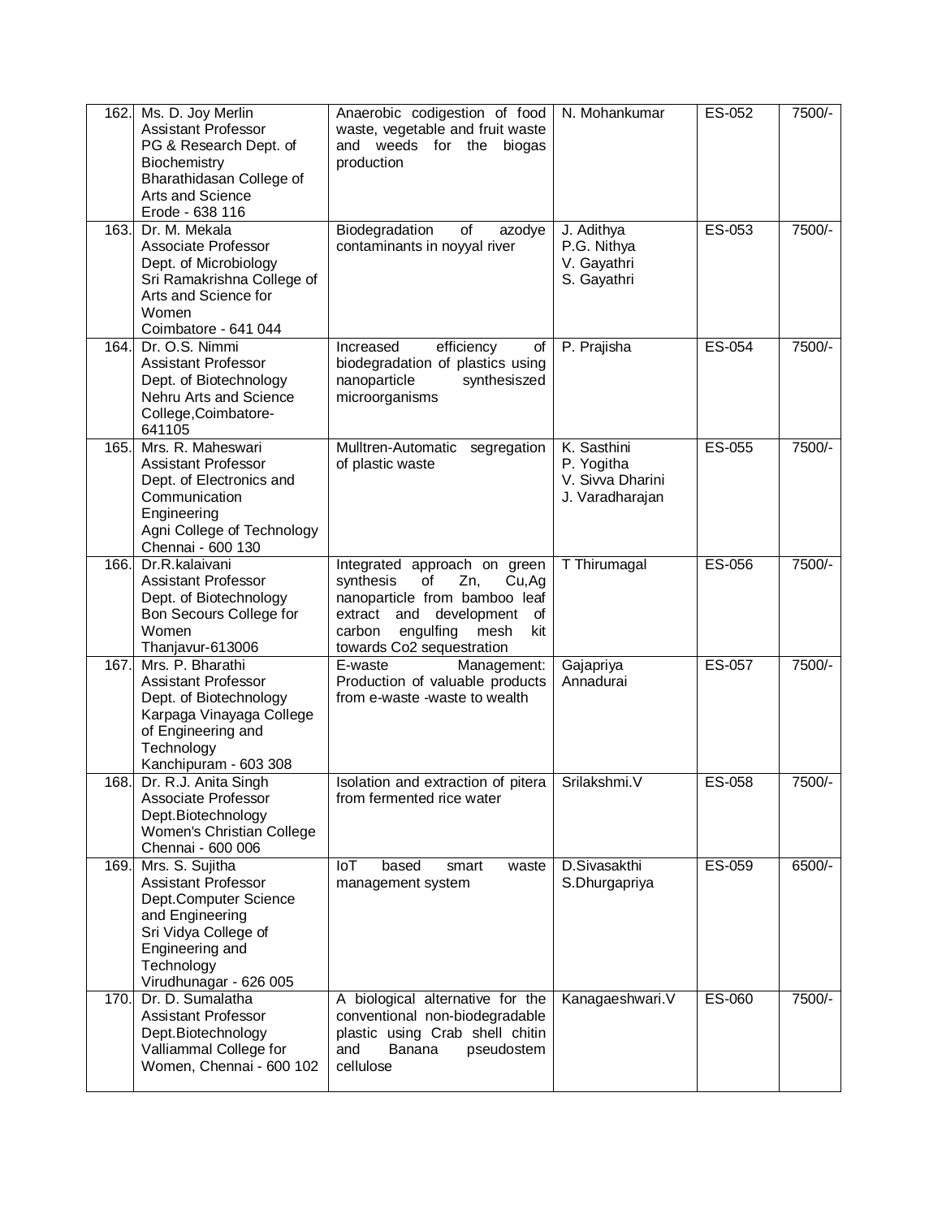| 162. | Ms. D. Joy Merlin<br>Assistant Professor<br>PG & Research Dept. of Biochemistry<br>Bharathidasan College of Arts and Science<br>Erode - 638 116 | Anaerobic codigestion of food waste, vegetable and fruit waste and weeds for the biogas production | N. Mohankumar | ES-052 | 7500/- |
|---|---|---|---|---|---|
| 163. | Dr. M. Mekala<br>Associate Professor<br>Dept. of Microbiology<br>Sri Ramakrishna College of Arts and Science for Women<br>Coimbatore - 641 044 | Biodegradation of azodye contaminants in noyyal river | J. Adithya<br>P.G. Nithya<br>V. Gayathri<br>S. Gayathri | ES-053 | 7500/- |
| 164. | Dr. O.S. Nimmi<br>Assistant Professor<br>Dept. of Biotechnology<br>Nehru Arts and Science College,Coimbatore-641105 | Increased efficiency of biodegradation of plastics using nanoparticle synthesiszed microorganisms | P. Prajisha | ES-054 | 7500/- |
| 165. | Mrs. R. Maheswari<br>Assistant Professor<br>Dept. of Electronics and Communication Engineering<br>Agni College of Technology<br>Chennai - 600 130 | Mulltren-Automatic segregation of plastic waste | K. Sasthini<br>P. Yogitha<br>V. Sivva Dharini<br>J. Varadharajan | ES-055 | 7500/- |
| 166. | Dr.R.kalaivani<br>Assistant Professor<br>Dept. of Biotechnology<br>Bon Secours College for Women<br>Thanjavur-613006 | Integrated approach on green synthesis of Zn, Cu,Ag nanoparticle from bamboo leaf extract and development of carbon engulfing mesh kit towards Co2 sequestration | T Thirumagal | ES-056 | 7500/- |
| 167. | Mrs. P. Bharathi<br>Assistant Professor<br>Dept. of Biotechnology<br>Karpaga Vinayaga College of Engineering and Technology<br>Kanchipuram - 603 308 | E-waste Management: Production of valuable products from e-waste -waste to wealth | Gajapriya Annadurai | ES-057 | 7500/- |
| 168. | Dr. R.J. Anita Singh<br>Associate Professor<br>Dept.Biotechnology<br>Women's Christian College<br>Chennai - 600 006 | Isolation and extraction of pitera from fermented rice water | Srilakshmi.V | ES-058 | 7500/- |
| 169. | Mrs. S. Sujitha<br>Assistant Professor<br>Dept.Computer Science and Engineering<br>Sri Vidya College of Engineering and Technology<br>Virudhunagar - 626 005 | IoT based smart waste management system | D.Sivasakthi<br>S.Dhurgapriya | ES-059 | 6500/- |
| 170. | Dr. D. Sumalatha<br>Assistant Professor<br>Dept.Biotechnology<br>Valliammal College for Women, Chennai - 600 102 | A biological alternative for the conventional non-biodegradable plastic using Crab shell chitin and Banana pseudostem cellulose | Kanagaeshwari.V | ES-060 | 7500/- |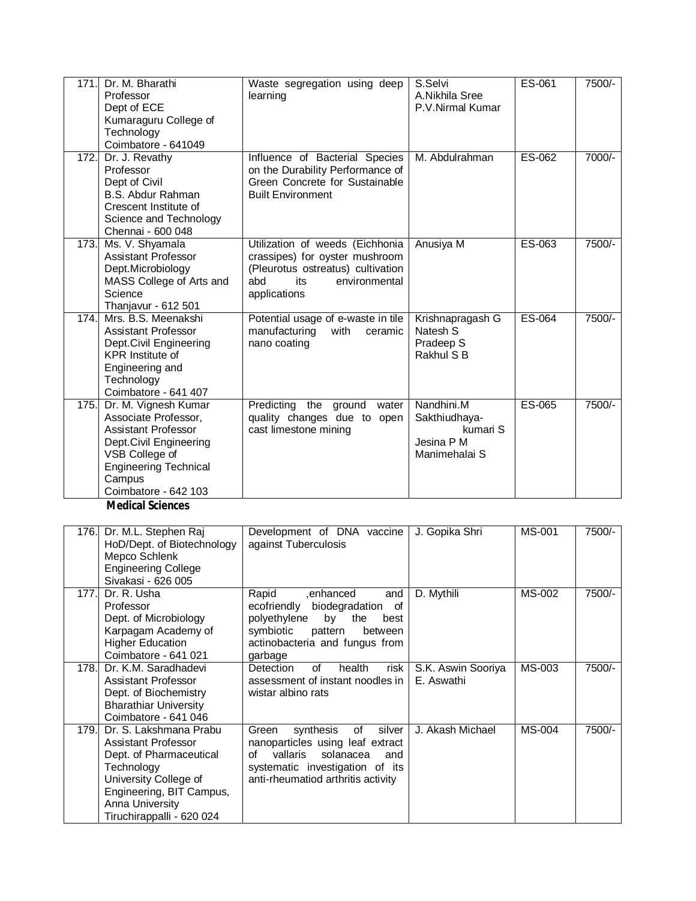| | | | | | |
|---|---|---|---|---|---|
| 171. | Dr. M. Bharathi<br>Professor<br>Dept of ECE<br>Kumaraguru College of Technology<br>Coimbatore - 641049 | Waste segregation using deep learning | S.Selvi<br>A.Nikhila Sree<br>P.V.Nirmal Kumar | ES-061 | 7500/- |
| 172. | Dr. J. Revathy<br>Professor<br>Dept of Civil<br>B.S. Abdur Rahman Crescent Institute of Science and Technology<br>Chennai - 600 048 | Influence of Bacterial Species on the Durability Performance of Green Concrete for Sustainable Built Environment | M. Abdulrahman | ES-062 | 7000/- |
| 173. | Ms. V. Shyamala<br>Assistant Professor<br>Dept.Microbiology<br>MASS College of Arts and Science<br>Thanjavur - 612 501 | Utilization of weeds (Eichhonia crassipes) for oyster mushroom (Pleurotus ostreatus) cultivation abd its environmental applications | Anusiya M | ES-063 | 7500/- |
| 174. | Mrs. B.S. Meenakshi<br>Assistant Professor<br>Dept.Civil Engineering<br>KPR Institute of Engineering and Technology<br>Coimbatore - 641 407 | Potential usage of e-waste in tile manufacturing with ceramic nano coating | Krishnapragash G<br>Natesh S<br>Pradeep S<br>Rakhul S B | ES-064 | 7500/- |
| 175. | Dr. M. Vignesh Kumar<br>Associate Professor,<br>Assistant Professor<br>Dept.Civil Engineering<br>VSB College of Engineering Technical Campus<br>Coimbatore - 642 103 | Predicting the ground water quality changes due to open cast limestone mining | Nandhini.M<br>Sakthiudhaya-kumari S<br>Jesina P M<br>Manimehalai S | ES-065 | 7500/- |

**Medical Sciences**

| | | | | | |
|---|---|---|---|---|---|
| 176. | Dr. M.L. Stephen Raj<br>HoD/Dept. of Biotechnology<br>Mepco Schlenk Engineering College<br>Sivakasi - 626 005 | Development of DNA vaccine against Tuberculosis | J. Gopika Shri | MS-001 | 7500/- |
| 177. | Dr. R. Usha<br>Professor<br>Dept. of Microbiology<br>Karpagam Academy of Higher Education<br>Coimbatore - 641 021 | Rapid ,enhanced and ecofriendly biodegradation of polyethylene by the best symbiotic pattern between actinobacteria and fungus from garbage | D. Mythili | MS-002 | 7500/- |
| 178. | Dr. K.M. Saradhadevi<br>Assistant Professor<br>Dept. of Biochemistry<br>Bharathiar University<br>Coimbatore - 641 046 | Detection of health risk assessment of instant noodles in wistar albino rats | S.K. Aswin Sooriya<br>E. Aswathi | MS-003 | 7500/- |
| 179. | Dr. S. Lakshmana Prabu<br>Assistant Professor<br>Dept. of Pharmaceutical Technology<br>University College of Engineering, BIT Campus, Anna University<br>Tiruchirappalli - 620 024 | Green synthesis of silver nanoparticles using leaf extract of vallaris solanacea and systematic investigation of its anti-rheumatiod arthritis activity | J. Akash Michael | MS-004 | 7500/- |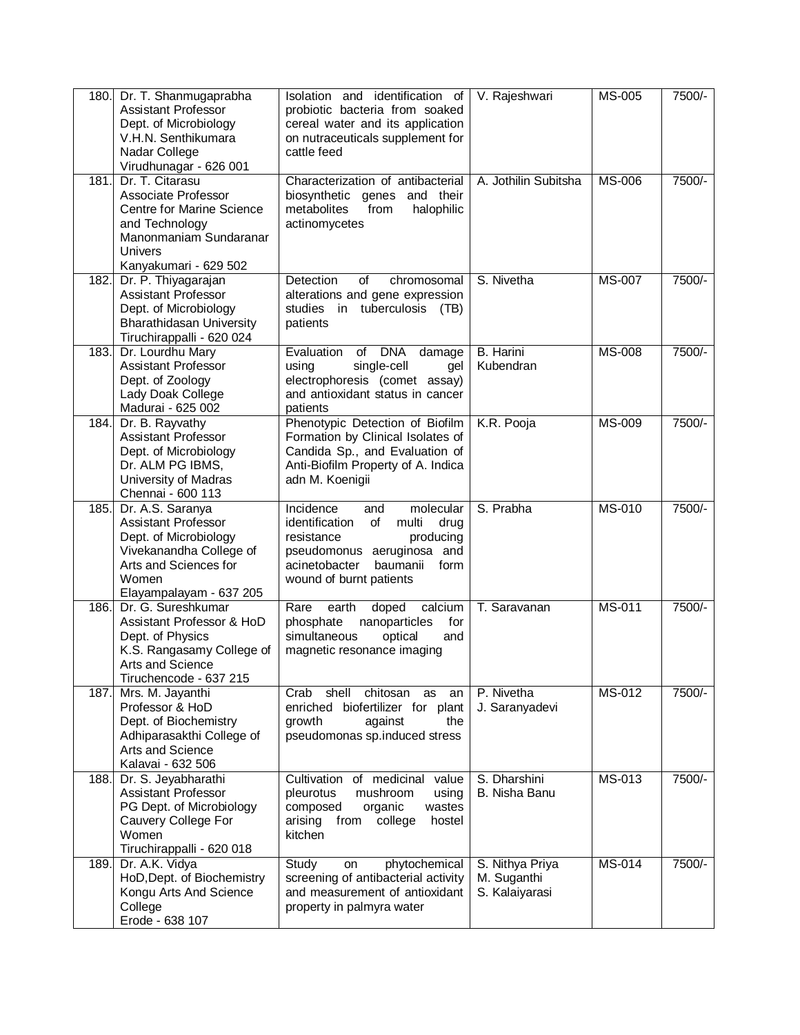| 180. | Dr. T. Shanmugaprabha<br>Assistant Professor<br>Dept. of Microbiology<br>V.H.N. Senthikumara Nadar College<br>Virudhunagar - 626 001 | Isolation and identification of probiotic bacteria from soaked cereal water and its application on nutraceuticals supplement for cattle feed | V. Rajeshwari | MS-005 | 7500/- |
|---|---|---|---|---|---|
| 181. | Dr. T. Citarasu<br>Associate Professor<br>Centre for Marine Science and Technology<br>Manonmaniam Sundaranar Univers<br>Kanyakumari - 629 502 | Characterization of antibacterial biosynthetic genes and their metabolites from halophilic actinomycetes | A. Jothilin Subitsha | MS-006 | 7500/- |
| 182. | Dr. P. Thiyagarajan<br>Assistant Professor<br>Dept. of Microbiology<br>Bharathidasan University<br>Tiruchirappalli - 620 024 | Detection of chromosomal alterations and gene expression studies in tuberculosis (TB) patients | S. Nivetha | MS-007 | 7500/- |
| 183. | Dr. Lourdhu Mary<br>Assistant Professor<br>Dept. of Zoology<br>Lady Doak College<br>Madurai - 625 002 | Evaluation of DNA damage using single-cell gel electrophoresis (comet assay) and antioxidant status in cancer patients | B. Harini Kubendran | MS-008 | 7500/- |
| 184. | Dr. B. Rayvathy<br>Assistant Professor<br>Dept. of Microbiology<br>Dr. ALM PG IBMS,<br>University of Madras<br>Chennai - 600 113 | Phenotypic Detection of Biofilm Formation by Clinical Isolates of Candida Sp., and Evaluation of Anti-Biofilm Property of A. Indica adn M. Koenigii | K.R. Pooja | MS-009 | 7500/- |
| 185. | Dr. A.S. Saranya<br>Assistant Professor<br>Dept. of Microbiology<br>Vivekanandha College of Arts and Sciences for Women<br>Elayampalayam - 637 205 | Incidence and molecular identification of multi drug resistance producing pseudomonus aeruginosa and acinetobacter baumanii form wound of burnt patients | S. Prabha | MS-010 | 7500/- |
| 186. | Dr. G. Sureshkumar<br>Assistant Professor & HoD<br>Dept. of Physics<br>K.S. Rangasamy College of Arts and Science<br>Tiruchencode - 637 215 | Rare earth doped calcium phosphate nanoparticles for simultaneous optical and magnetic resonance imaging | T. Saravanan | MS-011 | 7500/- |
| 187. | Mrs. M. Jayanthi<br>Professor & HoD<br>Dept. of Biochemistry<br>Adhiparasakthi College of Arts and Science<br>Kalavai - 632 506 | Crab shell chitosan as an enriched biofertilizer for plant growth against the pseudomonas sp.induced stress | P. Nivetha<br>J. Saranyadevi | MS-012 | 7500/- |
| 188. | Dr. S. Jeyabharathi<br>Assistant Professor<br>PG Dept. of Microbiology<br>Cauvery College For Women<br>Tiruchirappalli - 620 018 | Cultivation of medicinal value pleurotus mushroom using composed organic wastes arising from college hostel kitchen | S. Dharshini<br>B. Nisha Banu | MS-013 | 7500/- |
| 189. | Dr. A.K. Vidya<br>HoD,Dept. of Biochemistry<br>Kongu Arts And Science College<br>Erode - 638 107 | Study on phytochemical screening of antibacterial activity and measurement of antioxidant property in palmyra water | S. Nithya Priya<br>M. Suganthi<br>S. Kalaiyarasi | MS-014 | 7500/- |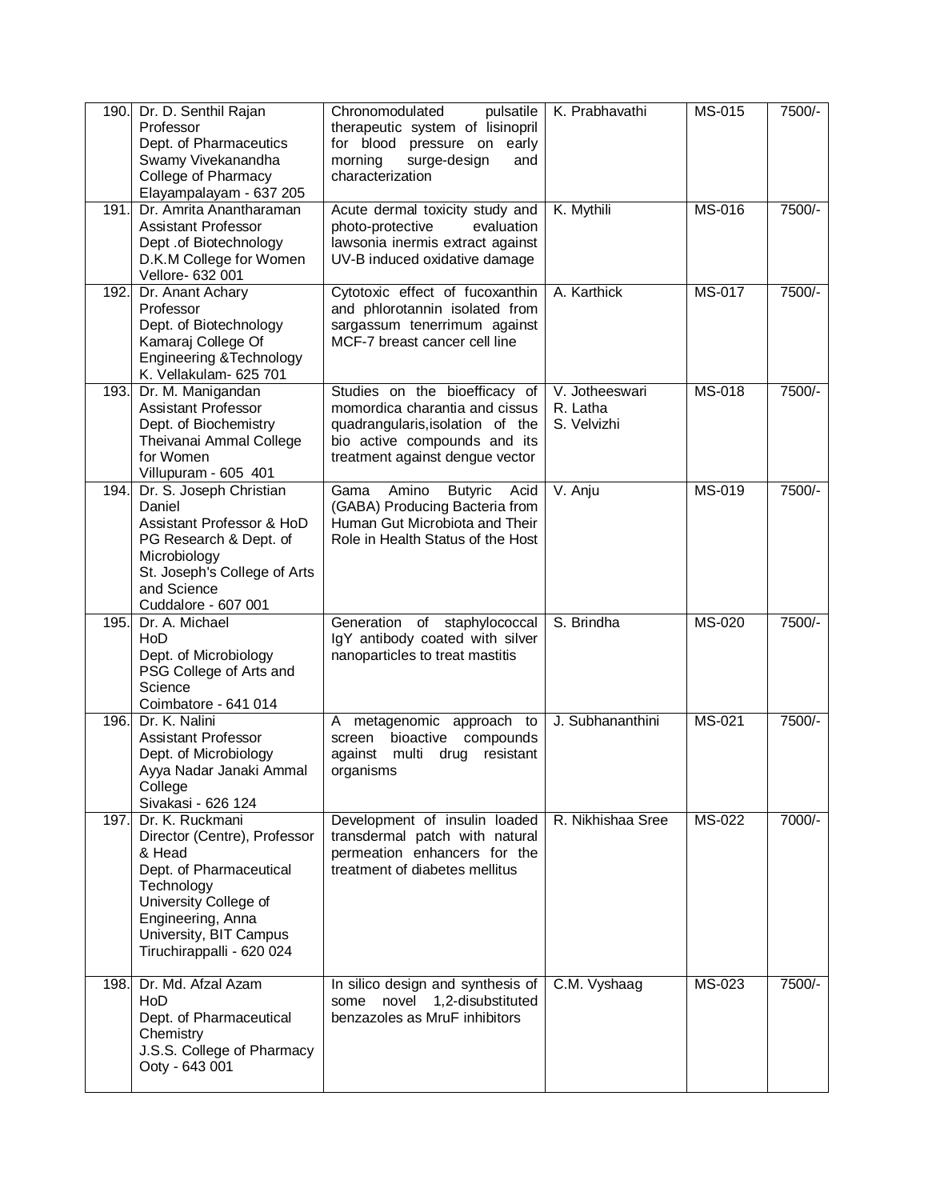| | | | | | |
|---|---|---|---|---|---|
| 190. | Dr. D. Senthil Rajan<br>Professor<br>Dept. of Pharmaceutics<br>Swamy Vivekanandha College of Pharmacy<br>Elayampalayam - 637 205 | Chronomodulated pulsatile therapeutic system of lisinopril for blood pressure on early morning surge-design and characterization | K. Prabhavathi | MS-015 | 7500/- |
| 191. | Dr. Amrita Anantharaman<br>Assistant Professor<br>Dept .of Biotechnology<br>D.K.M College for Women<br>Vellore- 632 001 | Acute dermal toxicity study and photo-protective evaluation lawsonia inermis extract against UV-B induced oxidative damage | K. Mythili | MS-016 | 7500/- |
| 192. | Dr. Anant Achary<br>Professor<br>Dept. of Biotechnology<br>Kamaraj College Of Engineering &Technology<br>K. Vellakulam- 625 701 | Cytotoxic effect of fucoxanthin and phlorotannin isolated from sargassum tenerrimum against MCF-7 breast cancer cell line | A. Karthick | MS-017 | 7500/- |
| 193. | Dr. M. Manigandan<br>Assistant Professor<br>Dept. of Biochemistry<br>Theivanai Ammal College for Women<br>Villupuram - 605 401 | Studies on the bioefficacy of momordica charantia and cissus quadrangularis,isolation of the bio active compounds and its treatment against dengue vector | V. Jotheeswari<br>R. Latha<br>S. Velvizhi | MS-018 | 7500/- |
| 194. | Dr. S. Joseph Christian Daniel<br>Assistant Professor & HoD<br>PG Research & Dept. of Microbiology<br>St. Joseph's College of Arts and Science<br>Cuddalore - 607 001 | Gama Amino Butyric Acid (GABA) Producing Bacteria from Human Gut Microbiota and Their Role in Health Status of the Host | V. Anju | MS-019 | 7500/- |
| 195. | Dr. A. Michael<br>HoD<br>Dept. of Microbiology<br>PSG College of Arts and Science<br>Coimbatore - 641 014 | Generation of staphylococcal IgY antibody coated with silver nanoparticles to treat mastitis | S. Brindha | MS-020 | 7500/- |
| 196. | Dr. K. Nalini<br>Assistant Professor<br>Dept. of Microbiology<br>Ayya Nadar Janaki Ammal College<br>Sivakasi - 626 124 | A metagenomic approach to screen bioactive compounds against multi drug resistant organisms | J. Subhananthini | MS-021 | 7500/- |
| 197. | Dr. K. Ruckmani<br>Director (Centre), Professor & Head<br>Dept. of Pharmaceutical Technology<br>University College of Engineering, Anna University, BIT Campus<br>Tiruchirappalli - 620 024 | Development of insulin loaded transdermal patch with natural permeation enhancers for the treatment of diabetes mellitus | R. Nikhishaa Sree | MS-022 | 7000/- |
| 198. | Dr. Md. Afzal Azam<br>HoD<br>Dept. of Pharmaceutical Chemistry<br>J.S.S. College of Pharmacy<br>Ooty - 643 001 | In silico design and synthesis of some novel 1,2-disubstituted benzazoles as MruF inhibitors | C.M. Vyshaag | MS-023 | 7500/- |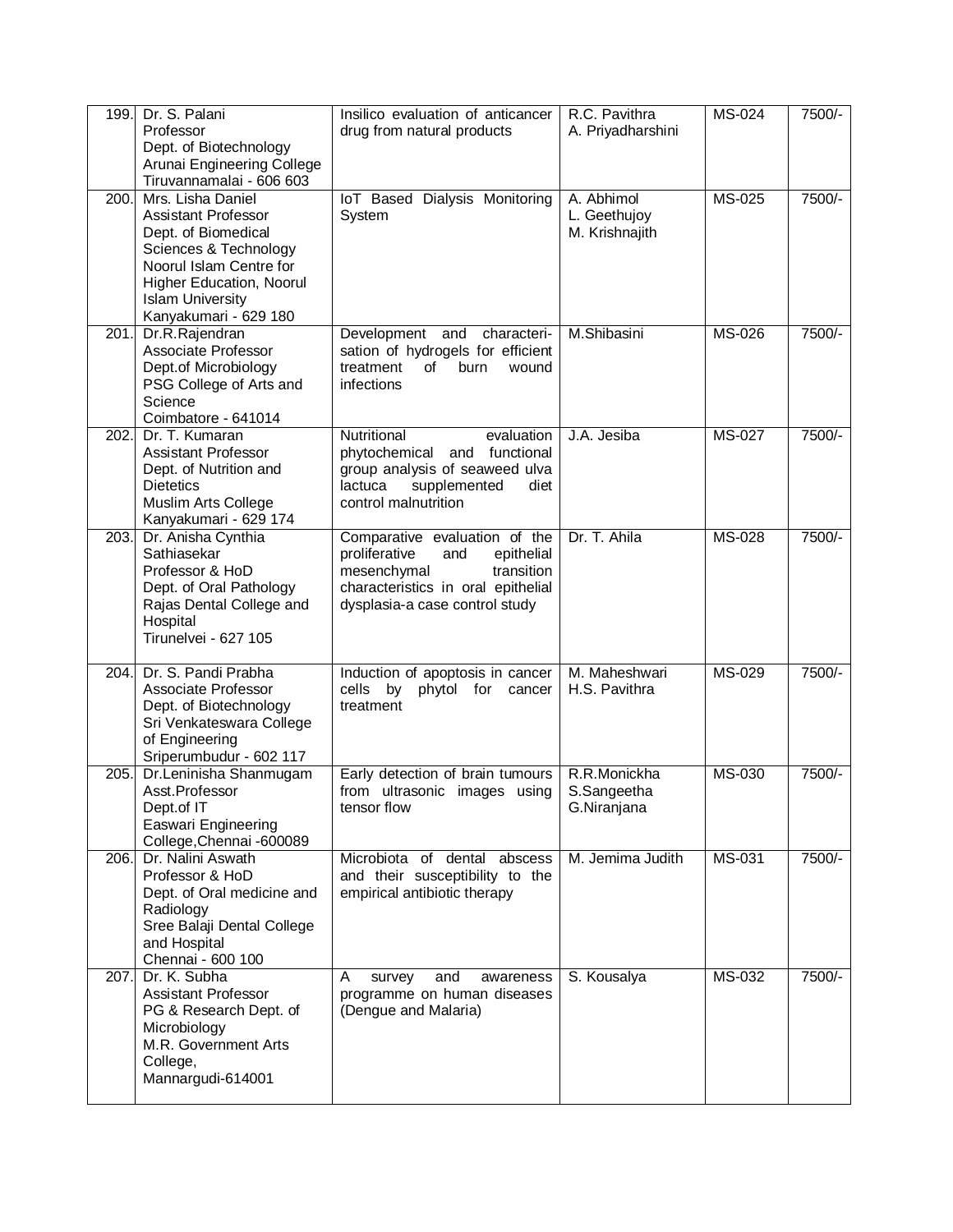| | | | | | |
|---|---|---|---|---|---|
| 199. | Dr. S. Palani<br>Professor<br>Dept. of Biotechnology<br>Arunai Engineering College<br>Tiruvannamalai - 606 603 | Insilico evaluation of anticancer drug from natural products | R.C. Pavithra<br>A. Priyadharshini | MS-024 | 7500/- |
| 200. | Mrs. Lisha Daniel<br>Assistant Professor<br>Dept. of Biomedical Sciences & Technology<br>Noorul Islam Centre for Higher Education, Noorul Islam University<br>Kanyakumari - 629 180 | IoT Based Dialysis Monitoring System | A. Abhimol<br>L. Geethujoy<br>M. Krishnajith | MS-025 | 7500/- |
| 201. | Dr.R.Rajendran<br>Associate Professor<br>Dept.of Microbiology<br>PSG College of Arts and Science<br>Coimbatore - 641014 | Development and characteri-sation of hydrogels for efficient treatment of burn wound infections | M.Shibasini | MS-026 | 7500/- |
| 202. | Dr. T. Kumaran<br>Assistant Professor<br>Dept. of Nutrition and Dietetics<br>Muslim Arts College<br>Kanyakumari - 629 174 | Nutritional evaluation phytochemical and functional group analysis of seaweed ulva lactuca supplemented diet control malnutrition | J.A. Jesiba | MS-027 | 7500/- |
| 203. | Dr. Anisha Cynthia Sathiasekar<br>Professor & HoD<br>Dept. of Oral Pathology<br>Rajas Dental College and Hospital<br>Tirunelvei - 627 105 | Comparative evaluation of the proliferative and epithelial mesenchymal transition characteristics in oral epithelial dysplasia-a case control study | Dr. T. Ahila | MS-028 | 7500/- |
| 204. | Dr. S. Pandi Prabha<br>Associate Professor<br>Dept. of Biotechnology<br>Sri Venkateswara College of Engineering<br>Sriperumbudur - 602 117 | Induction of apoptosis in cancer cells by phytol for cancer treatment | M. Maheshwari<br>H.S. Pavithra | MS-029 | 7500/- |
| 205. | Dr.Leninisha Shanmugam<br>Asst.Professor<br>Dept.of IT<br>Easwari Engineering College,Chennai -600089 | Early detection of brain tumours from ultrasonic images using tensor flow | R.R.Monickha<br>S.Sangeetha<br>G.Niranjana | MS-030 | 7500/- |
| 206. | Dr. Nalini Aswath<br>Professor & HoD<br>Dept. of Oral medicine and Radiology<br>Sree Balaji Dental College and Hospital<br>Chennai - 600 100 | Microbiota of dental abscess and their susceptibility to the empirical antibiotic therapy | M. Jemima Judith | MS-031 | 7500/- |
| 207. | Dr. K. Subha<br>Assistant Professor<br>PG & Research Dept. of Microbiology<br>M.R. Government Arts College,<br>Mannargudi-614001 | A survey and awareness programme on human diseases (Dengue and Malaria) | S. Kousalya | MS-032 | 7500/- |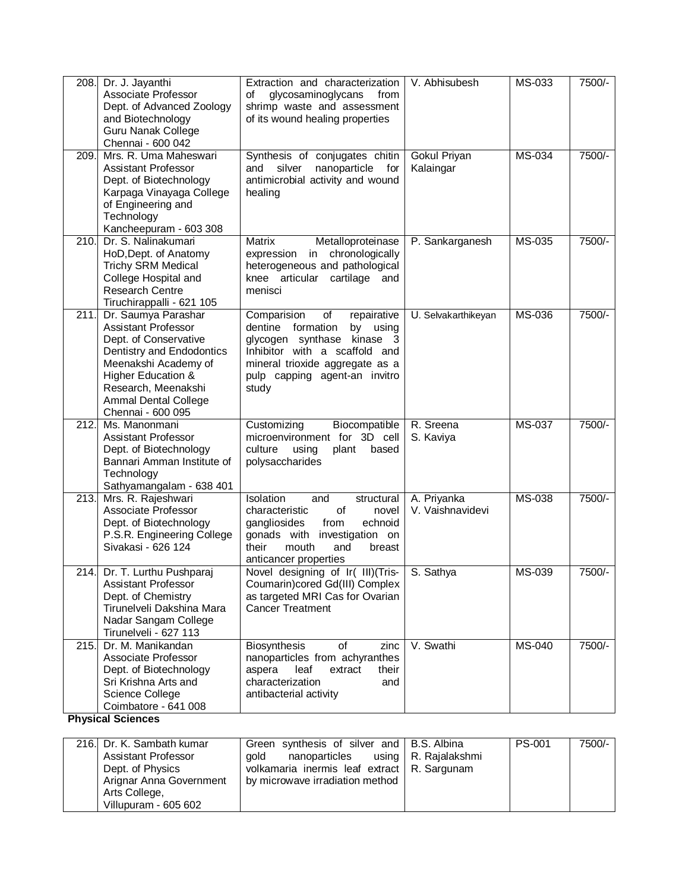| 208. | Dr. J. Jayanthi<br>Associate Professor<br>Dept. of Advanced Zoology and Biotechnology<br>Guru Nanak College<br>Chennai - 600 042 | Extraction and characterization of glycosaminoglycans from shrimp waste and assessment of its wound healing properties | V. Abhisubesh | MS-033 | 7500/- |
|---|---|---|---|---|---|
| 209. | Mrs. R. Uma Maheswari<br>Assistant Professor<br>Dept. of Biotechnology<br>Karpaga Vinayaga College of Engineering and Technology<br>Kancheepuram - 603 308 | Synthesis of conjugates chitin and silver nanoparticle for antimicrobial activity and wound healing | Gokul Priyan Kalaingar | MS-034 | 7500/- |
| 210. | Dr. S. Nalinakumari<br>HoD,Dept. of Anatomy<br>Trichy SRM Medical College Hospital and Research Centre<br>Tiruchirappalli - 621 105 | Matrix Metalloproteinase expression in chronologically heterogeneous and pathological knee articular cartilage and menisci | P. Sankarganesh | MS-035 | 7500/- |
| 211. | Dr. Saumya Parashar<br>Assistant Professor<br>Dept. of Conservative Dentistry and Endodontics<br>Meenakshi Academy of Higher Education & Research, Meenakshi Ammal Dental College<br>Chennai - 600 095 | Comparision of repairative dentine formation by using glycogen synthase kinase 3 Inhibitor with a scaffold and mineral trioxide aggregate as a pulp capping agent-an invitro study | U. Selvakarthikeyan | MS-036 | 7500/- |
| 212. | Ms. Manonmani<br>Assistant Professor<br>Dept. of Biotechnology<br>Bannari Amman Institute of Technology<br>Sathyamangalam - 638 401 | Customizing Biocompatible microenvironment for 3D cell culture using plant based polysaccharides | R. Sreena<br>S. Kaviya | MS-037 | 7500/- |
| 213. | Mrs. R. Rajeshwari<br>Associate Professor<br>Dept. of Biotechnology<br>P.S.R. Engineering College<br>Sivakasi - 626 124 | Isolation and structural characteristic of novel gangliosides from echnoid gonads with investigation on their mouth and breast anticancer properties | A. Priyanka<br>V. Vaishnavidevi | MS-038 | 7500/- |
| 214. | Dr. T. Lurthu Pushparaj<br>Assistant Professor<br>Dept. of Chemistry<br>Tirunelveli Dakshina Mara Nadar Sangam College<br>Tirunelveli - 627 113 | Novel designing of Ir( III)(Tris-Coumarin)cored Gd(III) Complex as targeted MRI Cas for Ovarian Cancer Treatment | S. Sathya | MS-039 | 7500/- |
| 215. | Dr. M. Manikandan<br>Associate Professor<br>Dept. of Biotechnology<br>Sri Krishna Arts and Science College<br>Coimbatore - 641 008 | Biosynthesis of zinc nanoparticles from achyranthes aspera leaf extract their characterization and antibacterial activity | V. Swathi | MS-040 | 7500/- |

**Physical Sciences**

| 216. | Dr. K. Sambath kumar<br>Assistant Professor<br>Dept. of Physics<br>Arignar Anna Government Arts College,<br>Villupuram - 605 602 | Green synthesis of silver and gold nanoparticles using volkamaria inermis leaf extract by microwave irradiation method | B.S. Albina<br>R. Rajalakshmi<br>R. Sargunam | PS-001 | 7500/- |
|---|---|---|---|---|---|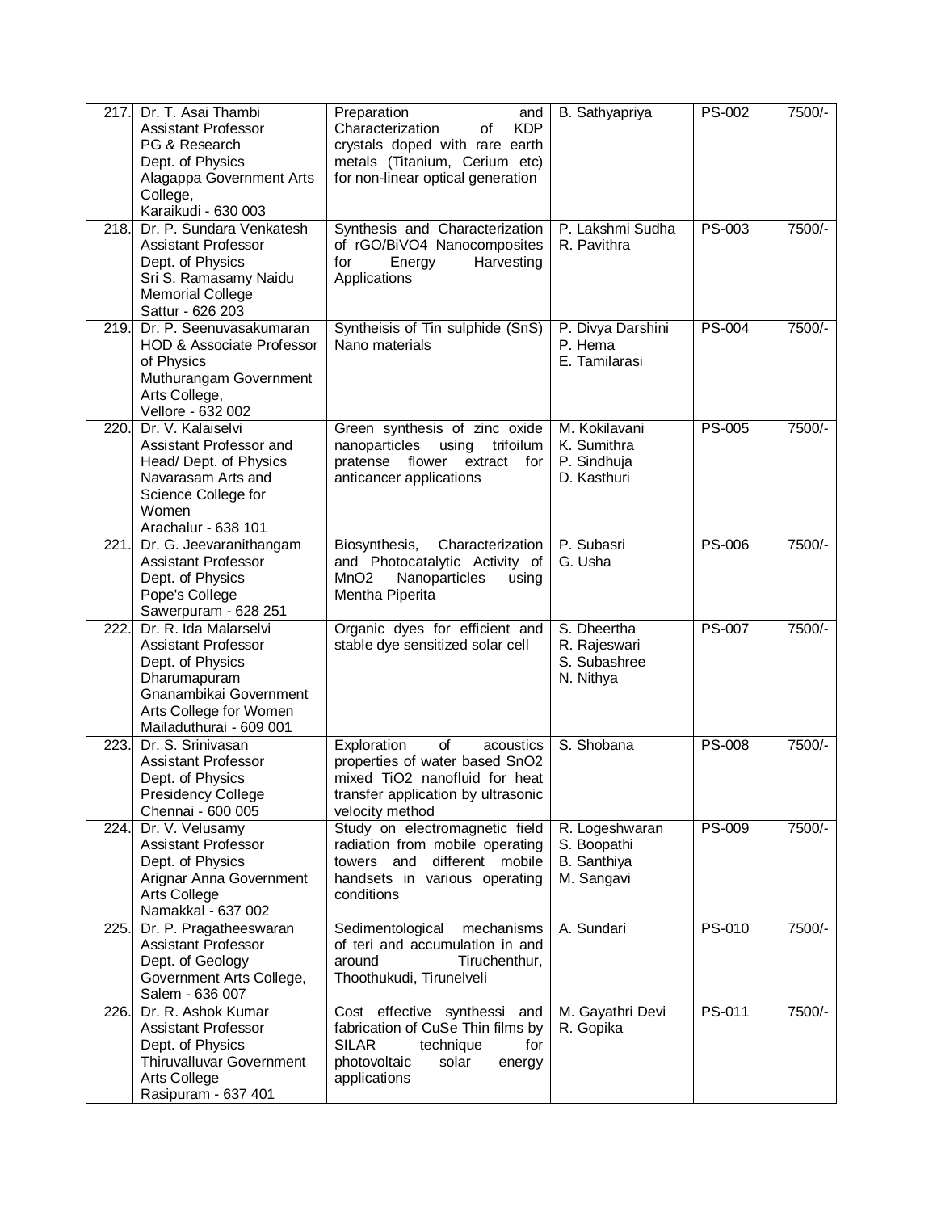| | | | | | |
|---|---|---|---|---|---|
| 217. | Dr. T. Asai Thambi<br>Assistant Professor<br>PG & Research<br>Dept. of Physics<br>Alagappa Government Arts College,<br>Karaikudi - 630 003 | Preparation and Characterization of KDP crystals doped with rare earth metals (Titanium, Cerium etc) for non-linear optical generation | B. Sathyapriya | PS-002 | 7500/- |
| 218. | Dr. P. Sundara Venkatesh<br>Assistant Professor<br>Dept. of Physics<br>Sri S. Ramasamy Naidu Memorial College<br>Sattur - 626 203 | Synthesis and Characterization of rGO/$BiVO_4$ Nanocomposites for Energy Harvesting Applications | P. Lakshmi Sudha<br>R. Pavithra | PS-003 | 7500/- |
| 219. | Dr. P. Seenuvasakumaran<br>HOD & Associate Professor of Physics<br>Muthurangam Government Arts College,<br>Vellore - 632 002 | Syntheisis of Tin sulphide (SnS) Nano materials | P. Divya Darshini<br>P. Hema<br>E. Tamilarasi | PS-004 | 7500/- |
| 220. | Dr. V. Kalaiselvi<br>Assistant Professor and Head/ Dept. of Physics<br>Navarasam Arts and Science College for Women<br>Arachalur - 638 101 | Green synthesis of zinc oxide nanoparticles using trifoilum pratense flower extract for anticancer applications | M. Kokilavani<br>K. Sumithra<br>P. Sindhuja<br>D. Kasthuri | PS-005 | 7500/- |
| 221. | Dr. G. Jeevaranithangam<br>Assistant Professor<br>Dept. of Physics<br>Pope's College<br>Sawerpuram - 628 251 | Biosynthesis, Characterization and Photocatalytic Activity of $MnO_2$ Nanoparticles using Mentha Piperita | P. Subasri<br>G. Usha | PS-006 | 7500/- |
| 222. | Dr. R. Ida Malarselvi<br>Assistant Professor<br>Dept. of Physics<br>Dharumapuram Gnanambikai Government Arts College for Women<br>Mailaduthurai - 609 001 | Organic dyes for efficient and stable dye sensitized solar cell | S. Dheertha<br>R. Rajeswari<br>S. Subashree<br>N. Nithya | PS-007 | 7500/- |
| 223. | Dr. S. Srinivasan<br>Assistant Professor<br>Dept. of Physics<br>Presidency College<br>Chennai - 600 005 | Exploration of acoustics properties of water based $SnO_2$ mixed $TiO_2$ nanofluid for heat transfer application by ultrasonic velocity method | S. Shobana | PS-008 | 7500/- |
| 224. | Dr. V. Velusamy<br>Assistant Professor<br>Dept. of Physics<br>Arignar Anna Government Arts College<br>Namakkal - 637 002 | Study on electromagnetic field radiation from mobile operating towers and different mobile handsets in various operating conditions | R. Logeshwaran<br>S. Boopathi<br>B. Santhiya<br>M. Sangavi | PS-009 | 7500/- |
| 225. | Dr. P. Pragatheeswaran<br>Assistant Professor<br>Dept. of Geology<br>Government Arts College,<br>Salem - 636 007 | Sedimentological mechanisms of teri and accumulation in and around Tiruchenthur, Thoothukudi, Tirunelveli | A. Sundari | PS-010 | 7500/- |
| 226. | Dr. R. Ashok Kumar<br>Assistant Professor<br>Dept. of Physics<br>Thiruvalluvar Government Arts College<br>Rasipuram - 637 401 | Cost effective synthessi and fabrication of CuSe Thin films by SILAR technique for photovoltaic solar energy applications | M. Gayathri Devi<br>R. Gopika | PS-011 | 7500/- |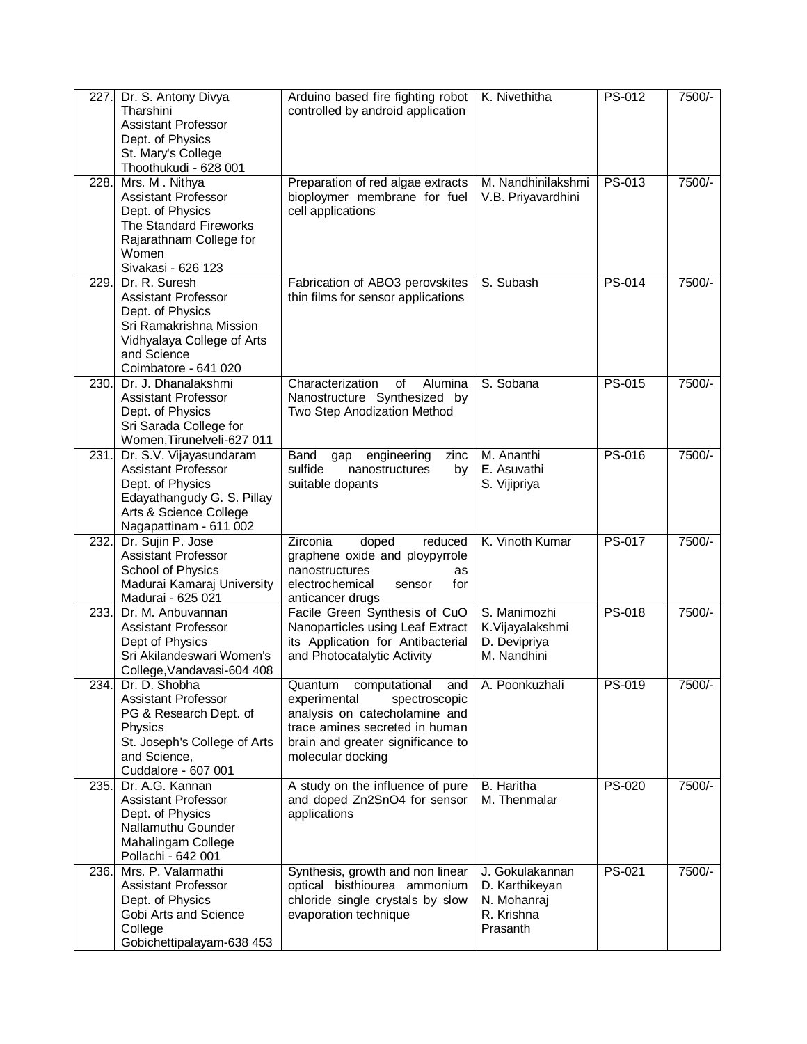| | | | | | |
|---|---|---|---|---|---|
| 227. | Dr. S. Antony Divya Tharshini<br>Assistant Professor<br>Dept. of Physics<br>St. Mary's College<br>Thoothukudi - 628 001 | Arduino based fire fighting robot controlled by android application | K. Nivethitha | PS-012 | 7500/- |
| 228. | Mrs. M . Nithya<br>Assistant Professor<br>Dept. of Physics<br>The Standard Fireworks Rajarathnam College for Women<br>Sivakasi - 626 123 | Preparation of red algae extracts bioploymer membrane for fuel cell applications | M. Nandhinilakshmi<br>V.B. Priyavardhini | PS-013 | 7500/- |
| 229. | Dr. R. Suresh<br>Assistant Professor<br>Dept. of Physics<br>Sri Ramakrishna Mission Vidhyalaya College of Arts and Science<br>Coimbatore - 641 020 | Fabrication of ABO3 perovskites thin films for sensor applications | S. Subash | PS-014 | 7500/- |
| 230. | Dr. J. Dhanalakshmi<br>Assistant Professor<br>Dept. of Physics<br>Sri Sarada College for Women,Tirunelveli-627 011 | Characterization of Alumina Nanostructure Synthesized by Two Step Anodization Method | S. Sobana | PS-015 | 7500/- |
| 231. | Dr. S.V. Vijayasundaram<br>Assistant Professor<br>Dept. of Physics<br>Edayathangudy G. S. Pillay Arts & Science College<br>Nagapattinam - 611 002 | Band gap engineering zinc sulfide nanostructures by suitable dopants | M. Ananthi<br>E. Asuvathi<br>S. Vijipriya | PS-016 | 7500/- |
| 232. | Dr. Sujin P. Jose<br>Assistant Professor<br>School of Physics<br>Madurai Kamaraj University<br>Madurai - 625 021 | Zirconia doped reduced graphene oxide and ploypyrrole nanostructures as electrochemical sensor for anticancer drugs | K. Vinoth Kumar | PS-017 | 7500/- |
| 233. | Dr. M. Anbuvannan<br>Assistant Professor<br>Dept of Physics<br>Sri Akilandeswari Women's College,Vandavasi-604 408 | Facile Green Synthesis of CuO Nanoparticles using Leaf Extract its Application for Antibacterial and Photocatalytic Activity | S. Manimozhi<br>K.Vijayalakshmi<br>D. Devipriya<br>M. Nandhini | PS-018 | 7500/- |
| 234. | Dr. D. Shobha<br>Assistant Professor<br>PG & Research Dept. of Physics<br>St. Joseph's College of Arts and Science,<br>Cuddalore - 607 001 | Quantum computational and experimental spectroscopic analysis on catecholamine and trace amines secreted in human brain and greater significance to molecular docking | A. Poonkuzhali | PS-019 | 7500/- |
| 235. | Dr. A.G. Kannan<br>Assistant Professor<br>Dept. of Physics<br>Nallamuthu Gounder Mahalingam College<br>Pollachi - 642 001 | A study on the influence of pure and doped Zn2SnO4 for sensor applications | B. Haritha<br>M. Thenmalar | PS-020 | 7500/- |
| 236. | Mrs. P. Valarmathi<br>Assistant Professor<br>Dept. of Physics<br>Gobi Arts and Science College<br>Gobichettipalayam-638 453 | Synthesis, growth and non linear optical bisthiourea ammonium chloride single crystals by slow evaporation technique | J. Gokulakannan<br>D. Karthikeyan<br>N. Mohanraj<br>R. Krishna Prasanth | PS-021 | 7500/- |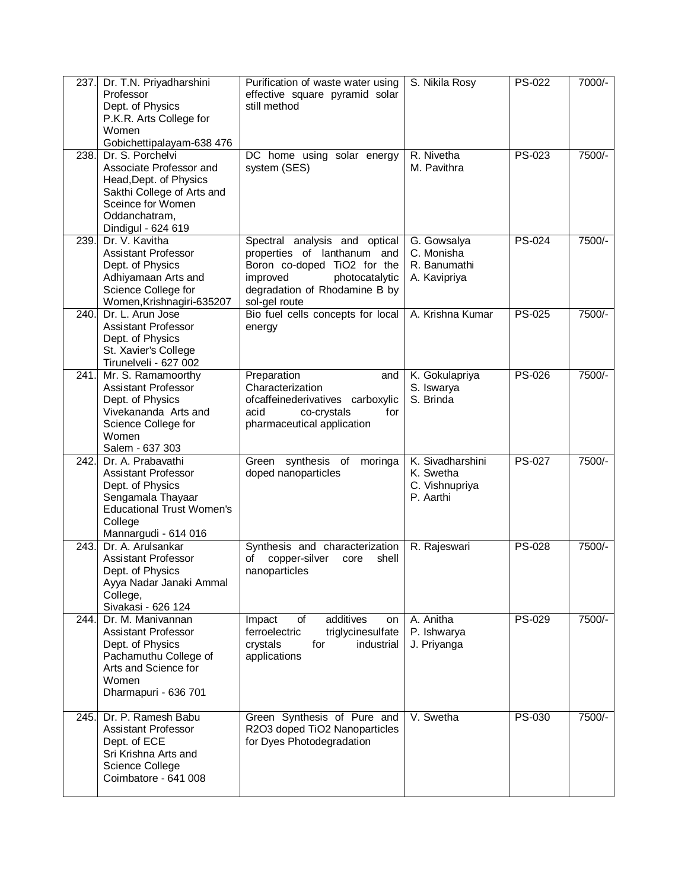| | | | | | |
|---|---|---|---|---|---|
| 237. | Dr. T.N. Priyadharshini<br>Professor<br>Dept. of Physics<br>P.K.R. Arts College for Women<br>Gobichettipalayam-638 476 | Purification of waste water using effective square pyramid solar still method | S. Nikila Rosy | PS-022 | 7000/- |
| 238. | Dr. S. Porchelvi<br>Associate Professor and Head,Dept. of Physics<br>Sakthi College of Arts and Sceince for Women<br>Oddanchatram,<br>Dindigul - 624 619 | DC home using solar energy system (SES) | R. Nivetha<br>M. Pavithra | PS-023 | 7500/- |
| 239. | Dr. V. Kavitha<br>Assistant Professor<br>Dept. of Physics<br>Adhiyamaan Arts and Science College for Women,Krishnagiri-635207 | Spectral analysis and optical properties of lanthanum and Boron co-doped $TiO_2$ for the improved photocatalytic degradation of Rhodamine B by sol-gel route | G. Gowsalya<br>C. Monisha<br>R. Banumathi<br>A. Kavipriya | PS-024 | 7500/- |
| 240. | Dr. L. Arun Jose<br>Assistant Professor<br>Dept. of Physics<br>St. Xavier's College<br>Tirunelveli - 627 002 | Bio fuel cells concepts for local energy | A. Krishna Kumar | PS-025 | 7500/- |
| 241. | Mr. S. Ramamoorthy<br>Assistant Professor<br>Dept. of Physics<br>Vivekananda Arts and Science College for Women<br>Salem - 637 303 | Preparation and Characterization ofcaffeinederivatives carboxylic acid co-crystals for pharmaceutical application | K. Gokulapriya<br>S. Iswarya<br>S. Brinda | PS-026 | 7500/- |
| 242. | Dr. A. Prabavathi<br>Assistant Professor<br>Dept. of Physics<br>Sengamala Thayaar Educational Trust Women's College<br>Mannargudi - 614 016 | Green synthesis of moringa doped nanoparticles | K. Sivadharshini<br>K. Swetha<br>C. Vishnupriya<br>P. Aarthi | PS-027 | 7500/- |
| 243. | Dr. A. Arulsankar<br>Assistant Professor<br>Dept. of Physics<br>Ayya Nadar Janaki Ammal College,<br>Sivakasi - 626 124 | Synthesis and characterization of copper-silver core shell nanoparticles | R. Rajeswari | PS-028 | 7500/- |
| 244. | Dr. M. Manivannan<br>Assistant Professor<br>Dept. of Physics<br>Pachamuthu College of Arts and Science for Women<br>Dharmapuri - 636 701 | Impact of additives on ferroelectric triglycinesulfate crystals for industrial applications | A. Anitha<br>P. Ishwarya<br>J. Priyanga | PS-029 | 7500/- |
| 245. | Dr. P. Ramesh Babu<br>Assistant Professor<br>Dept. of ECE<br>Sri Krishna Arts and Science College<br>Coimbatore - 641 008 | Green Synthesis of Pure and $R_2O_3$ doped $TiO_2$ Nanoparticles for Dyes Photodegradation | V. Swetha | PS-030 | 7500/- |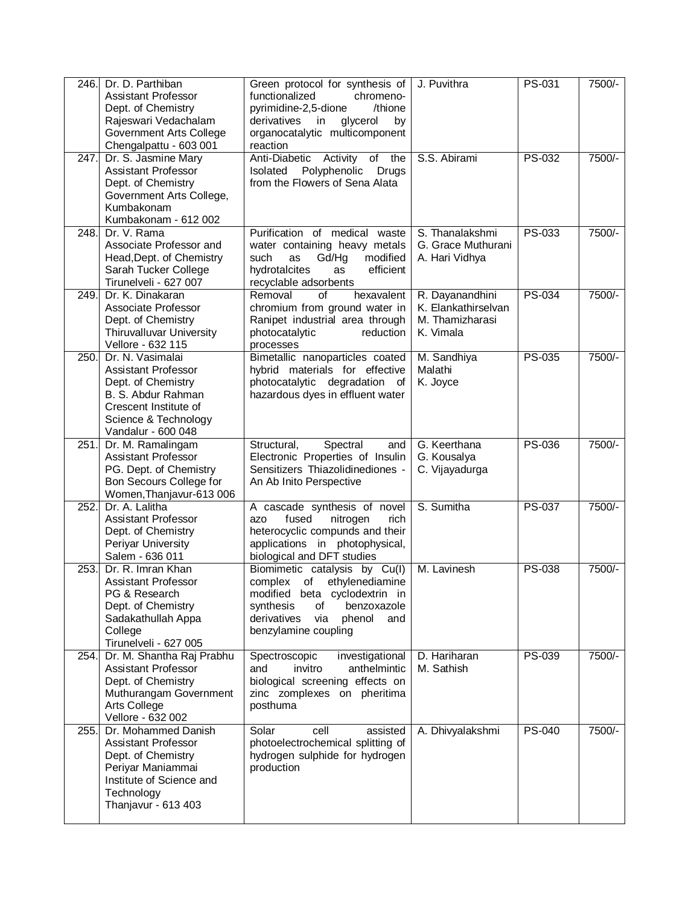| | | | | | |
|---|---|---|---|---|---|
| 246. | Dr. D. Parthiban<br>Assistant Professor<br>Dept. of Chemistry<br>Rajeswari Vedachalam Government Arts College<br>Chengalpattu - 603 001 | Green protocol for synthesis of functionalized chromeno-pyrimidine-2,5-dione /thione derivatives in glycerol by organocatalytic multicomponent reaction | J. Puvithra | PS-031 | 7500/- |
| 247. | Dr. S. Jasmine Mary<br>Assistant Professor<br>Dept. of Chemistry<br>Government Arts College, Kumbakonam<br>Kumbakonam - 612 002 | Anti-Diabetic Activity of the Isolated Polyphenolic Drugs from the Flowers of Sena Alata | S.S. Abirami | PS-032 | 7500/- |
| 248. | Dr. V. Rama<br>Associate Professor and Head,Dept. of Chemistry<br>Sarah Tucker College<br>Tirunelveli - 627 007 | Purification of medical waste water containing heavy metals such as Gd/Hg modified hydrotalcites as efficient recyclable adsorbents | S. Thanalakshmi<br>G. Grace Muthurani<br>A. Hari Vidhya | PS-033 | 7500/- |
| 249. | Dr. K. Dinakaran<br>Associate Professor<br>Dept. of Chemistry<br>Thiruvalluvar University<br>Vellore - 632 115 | Removal of hexavalent chromium from ground water in Ranipet industrial area through photocatalytic reduction processes | R. Dayanandhini<br>K. Elankathirselvan<br>M. Thamizharasi<br>K. Vimala | PS-034 | 7500/- |
| 250. | Dr. N. Vasimalai<br>Assistant Professor<br>Dept. of Chemistry<br>B. S. Abdur Rahman Crescent Institute of Science & Technology<br>Vandalur - 600 048 | Bimetallic nanoparticles coated hybrid materials for effective photocatalytic degradation of hazardous dyes in effluent water | M. Sandhiya<br>Malathi<br>K. Joyce | PS-035 | 7500/- |
| 251. | Dr. M. Ramalingam<br>Assistant Professor<br>PG. Dept. of Chemistry<br>Bon Secours College for Women,Thanjavur-613 006 | Structural, Spectral and Electronic Properties of Insulin Sensitizers Thiazolidinediones - An Ab Inito Perspective | G. Keerthana<br>G. Kousalya<br>C. Vijayadurga | PS-036 | 7500/- |
| 252. | Dr. A. Lalitha<br>Assistant Professor<br>Dept. of Chemistry<br>Periyar University<br>Salem - 636 011 | A cascade synthesis of novel azo fused nitrogen rich heterocyclic compunds and their applications in photophysical, biological and DFT studies | S. Sumitha | PS-037 | 7500/- |
| 253. | Dr. R. Imran Khan<br>Assistant Professor<br>PG & Research<br>Dept. of Chemistry<br>Sadakathullah Appa College<br>Tirunelveli - 627 005 | Biomimetic catalysis by Cu(I) complex of ethylenediamine modified beta cyclodextrin in synthesis of benzoxazole derivatives via phenol and benzylamine coupling | M. Lavinesh | PS-038 | 7500/- |
| 254. | Dr. M. Shantha Raj Prabhu<br>Assistant Professor<br>Dept. of Chemistry<br>Muthurangam Government Arts College<br>Vellore - 632 002 | Spectroscopic investigational and invitro anthelmintic biological screening effects on zinc zomplexes on pheritima posthuma | D. Hariharan<br>M. Sathish | PS-039 | 7500/- |
| 255. | Dr. Mohammed Danish<br>Assistant Professor<br>Dept. of Chemistry<br>Periyar Maniammai Institute of Science and Technology<br>Thanjavur - 613 403 | Solar cell assisted photoelectrochemical splitting of hydrogen sulphide for hydrogen production | A. Dhivyalakshmi | PS-040 | 7500/- |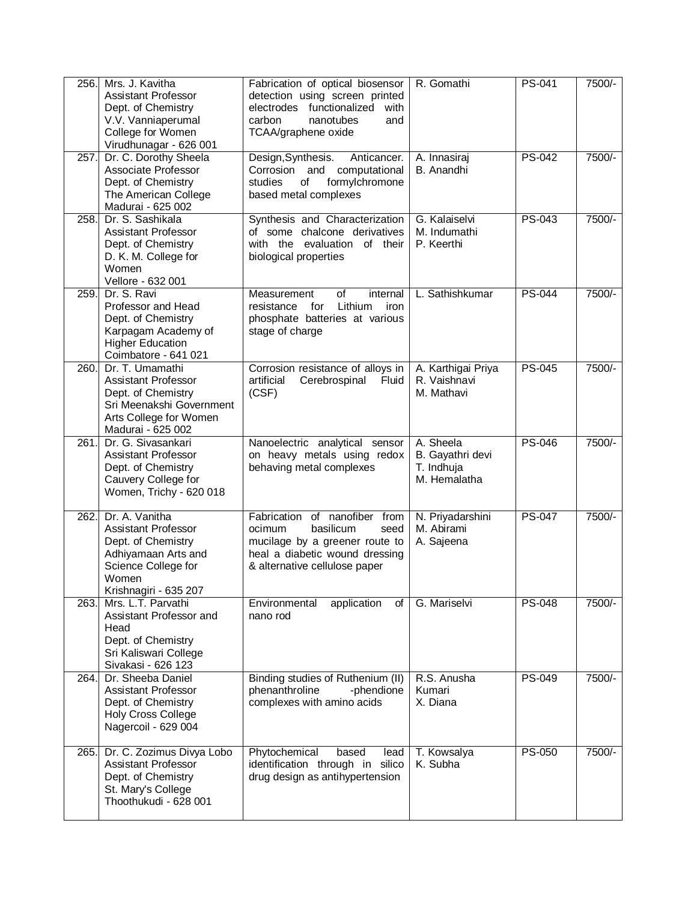| | | | | | |
|---|---|---|---|---|---|
| 256. | Mrs. J. Kavitha<br>Assistant Professor<br>Dept. of Chemistry<br>V.V. Vanniaperumal College for Women<br>Virudhunagar - 626 001 | Fabrication of optical biosensor detection using screen printed electrodes functionalized with carbon nanotubes and TCAA/graphene oxide | R. Gomathi | PS-041 | 7500/- |
| 257. | Dr. C. Dorothy Sheela<br>Associate Professor<br>Dept. of Chemistry<br>The American College<br>Madurai - 625 002 | Design,Synthesis. Anticancer. Corrosion and computational studies of formylchromone based metal complexes | A. Innasiraj<br>B. Anandhi | PS-042 | 7500/- |
| 258. | Dr. S. Sashikala<br>Assistant Professor<br>Dept. of Chemistry<br>D. K. M. College for Women<br>Vellore - 632 001 | Synthesis and Characterization of some chalcone derivatives with the evaluation of their biological properties | G. Kalaiselvi<br>M. Indumathi<br>P. Keerthi | PS-043 | 7500/- |
| 259. | Dr. S. Ravi<br>Professor and Head<br>Dept. of Chemistry<br>Karpagam Academy of Higher Education<br>Coimbatore - 641 021 | Measurement of internal resistance for Lithium iron phosphate batteries at various stage of charge | L. Sathishkumar | PS-044 | 7500/- |
| 260. | Dr. T. Umamathi<br>Assistant Professor<br>Dept. of Chemistry<br>Sri Meenakshi Government Arts College for Women<br>Madurai - 625 002 | Corrosion resistance of alloys in artificial Cerebrospinal Fluid (CSF) | A. Karthigai Priya<br>R. Vaishnavi<br>M. Mathavi | PS-045 | 7500/- |
| 261. | Dr. G. Sivasankari<br>Assistant Professor<br>Dept. of Chemistry<br>Cauvery College for Women, Trichy - 620 018 | Nanoelectric analytical sensor on heavy metals using redox behaving metal complexes | A. Sheela<br>B. Gayathri devi<br>T. Indhuja<br>M. Hemalatha | PS-046 | 7500/- |
| 262. | Dr. A. Vanitha<br>Assistant Professor<br>Dept. of Chemistry<br>Adhiyamaan Arts and Science College for Women<br>Krishnagiri - 635 207 | Fabrication of nanofiber from ocimum basilicum seed mucilage by a greener route to heal a diabetic wound dressing & alternative cellulose paper | N. Priyadarshini<br>M. Abirami<br>A. Sajeena | PS-047 | 7500/- |
| 263. | Mrs. L.T. Parvathi<br>Assistant Professor and Head<br>Dept. of Chemistry<br>Sri Kaliswari College<br>Sivakasi - 626 123 | Environmental application of nano rod | G. Mariselvi | PS-048 | 7500/- |
| 264. | Dr. Sheeba Daniel<br>Assistant Professor<br>Dept. of Chemistry<br>Holy Cross College<br>Nagercoil - 629 004 | Binding studies of Ruthenium (II) phenanthroline -phendione complexes with amino acids | R.S. Anusha Kumari<br>X. Diana | PS-049 | 7500/- |
| 265. | Dr. C. Zozimus Divya Lobo<br>Assistant Professor<br>Dept. of Chemistry<br>St. Mary's College<br>Thoothukudi - 628 001 | Phytochemical based lead identification through in silico drug design as antihypertension | T. Kowsalya<br>K. Subha | PS-050 | 7500/- |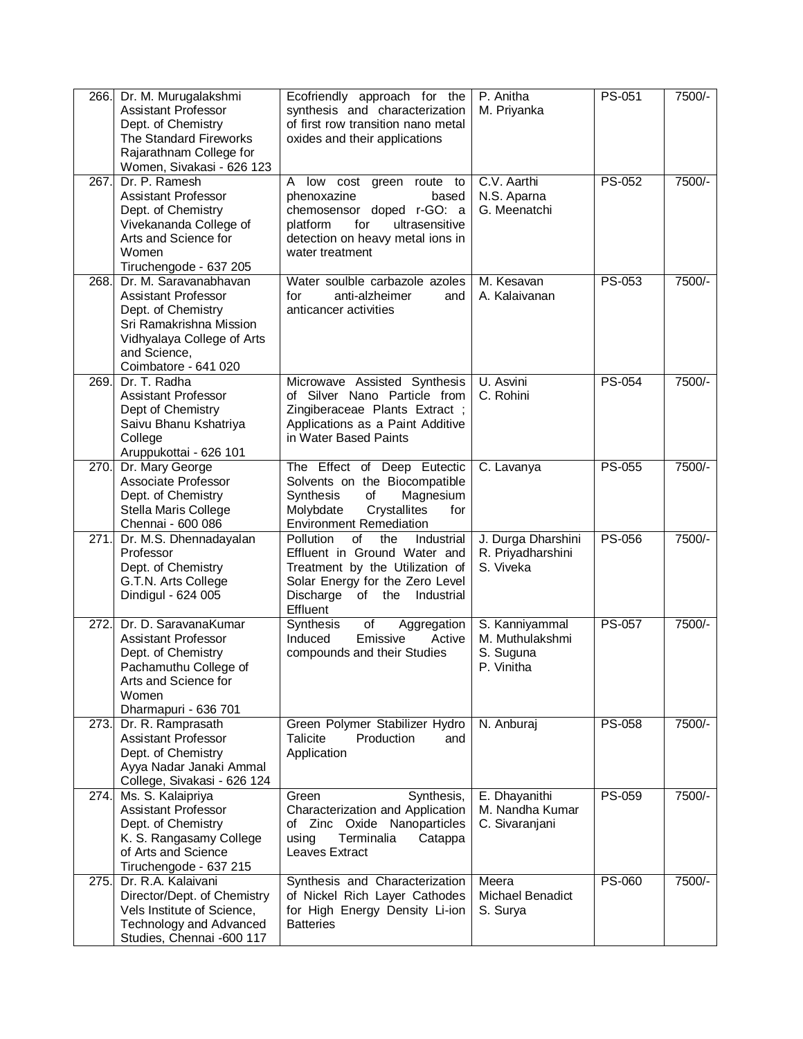| | | | | | |
|---|---|---|---|---|---|
| 266. | Dr. M. Murugalakshmi<br>Assistant Professor<br>Dept. of Chemistry<br>The Standard Fireworks Rajarathnam College for Women, Sivakasi - 626 123 | Ecofriendly approach for the synthesis and characterization of first row transition nano metal oxides and their applications | P. Anitha<br>M. Priyanka | PS-051 | 7500/- |
| 267. | Dr. P. Ramesh<br>Assistant Professor<br>Dept. of Chemistry<br>Vivekananda College of Arts and Science for Women<br>Tiruchengode - 637 205 | A low cost green route to phenoxazine based chemosensor doped r-GO: a platform for ultrasensitive detection on heavy metal ions in water treatment | C.V. Aarthi<br>N.S. Aparna<br>G. Meenatchi | PS-052 | 7500/- |
| 268. | Dr. M. Saravanabhavan<br>Assistant Professor<br>Dept. of Chemistry<br>Sri Ramakrishna Mission Vidhyalaya College of Arts and Science,<br>Coimbatore - 641 020 | Water soulble carbazole azoles for anti-alzheimer and anticancer activities | M. Kesavan<br>A. Kalaivanan | PS-053 | 7500/- |
| 269. | Dr. T. Radha<br>Assistant Professor<br>Dept of Chemistry<br>Saivu Bhanu Kshatriya College<br>Aruppukottai - 626 101 | Microwave Assisted Synthesis of Silver Nano Particle from Zingiberaceae Plants Extract ; Applications as a Paint Additive in Water Based Paints | U. Asvini<br>C. Rohini | PS-054 | 7500/- |
| 270. | Dr. Mary George<br>Associate Professor<br>Dept. of Chemistry<br>Stella Maris College<br>Chennai - 600 086 | The Effect of Deep Eutectic Solvents on the Biocompatible Synthesis of Magnesium Molybdate Crystallites for Environment Remediation | C. Lavanya | PS-055 | 7500/- |
| 271. | Dr. M.S. Dhennadayalan<br>Professor<br>Dept. of Chemistry<br>G.T.N. Arts College<br>Dindigul - 624 005 | Pollution of the Industrial Effluent in Ground Water and Treatment by the Utilization of Solar Energy for the Zero Level Discharge of the Industrial Effluent | J. Durga Dharshini<br>R. Priyadharshini<br>S. Viveka | PS-056 | 7500/- |
| 272. | Dr. D. SaravanaKumar<br>Assistant Professor<br>Dept. of Chemistry<br>Pachamuthu College of Arts and Science for Women<br>Dharmapuri - 636 701 | Synthesis of Aggregation Induced Emissive Active compounds and their Studies | S. Kanniyammal<br>M. Muthulakshmi<br>S. Suguna<br>P. Vinitha | PS-057 | 7500/- |
| 273. | Dr. R. Ramprasath<br>Assistant Professor<br>Dept. of Chemistry<br>Ayya Nadar Janaki Ammal College, Sivakasi - 626 124 | Green Polymer Stabilizer Hydro Talicite Production and Application | N. Anburaj | PS-058 | 7500/- |
| 274. | Ms. S. Kalaipriya<br>Assistant Professor<br>Dept. of Chemistry<br>K. S. Rangasamy College of Arts and Science<br>Tiruchengode - 637 215 | Green Synthesis, Characterization and Application of Zinc Oxide Nanoparticles using Terminalia Catappa Leaves Extract | E. Dhayanithi<br>M. Nandha Kumar<br>C. Sivaranjani | PS-059 | 7500/- |
| 275. | Dr. R.A. Kalaivani<br>Director/Dept. of Chemistry<br>Vels Institute of Science, Technology and Advanced Studies, Chennai -600 117 | Synthesis and Characterization of Nickel Rich Layer Cathodes for High Energy Density Li-ion Batteries | Meera<br>Michael Benadict<br>S. Surya | PS-060 | 7500/- |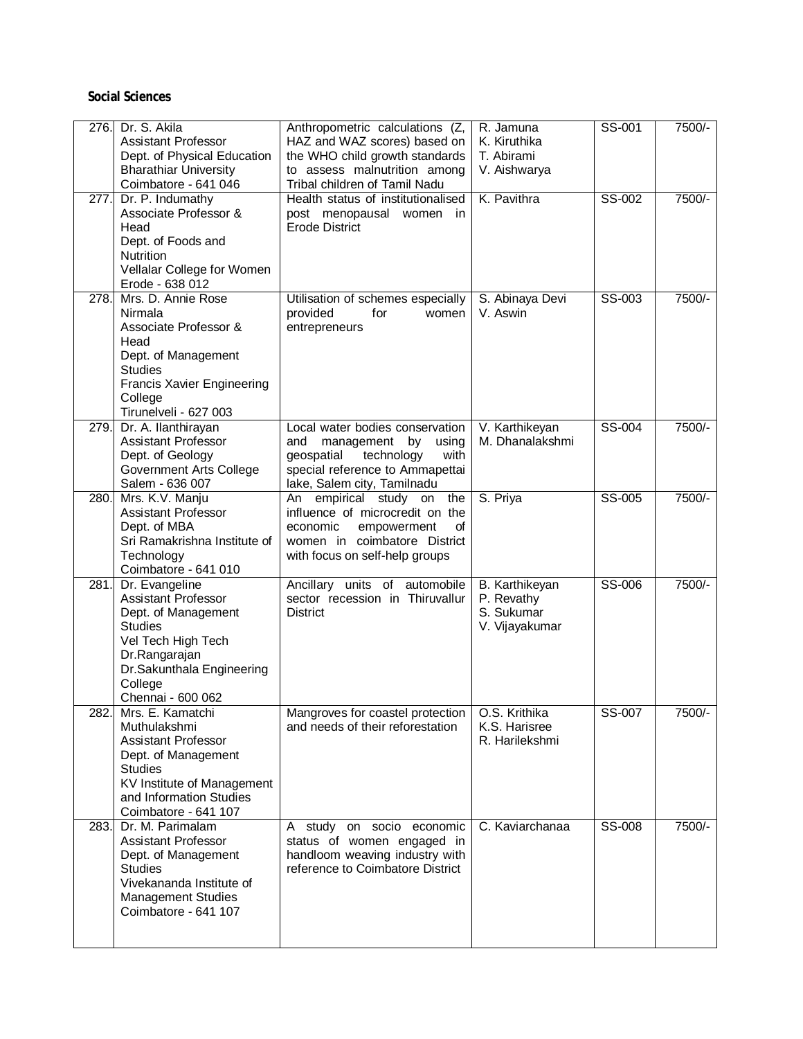**Social Sciences**

| | | | | | |
|---|---|---|---|---|---|
| 276. | Dr. S. Akila<br>Assistant Professor<br>Dept. of Physical Education<br>Bharathiar University<br>Coimbatore - 641 046 | Anthropometric calculations (Z, HAZ and WAZ scores) based on the WHO child growth standards to assess malnutrition among Tribal children of Tamil Nadu | R. Jamuna<br>K. Kiruthika<br>T. Abirami<br>V. Aishwarya | SS-001 | 7500/- |
| 277. | Dr. P. Indumathy<br>Associate Professor & Head<br>Dept. of Foods and Nutrition<br>Vellalar College for Women<br>Erode - 638 012 | Health status of institutionalised post menopausal women in Erode District | K. Pavithra | SS-002 | 7500/- |
| 278. | Mrs. D. Annie Rose Nirmala<br>Associate Professor & Head<br>Dept. of Management Studies<br>Francis Xavier Engineering College<br>Tirunelveli - 627 003 | Utilisation of schemes especially provided for women entrepreneurs | S. Abinaya Devi<br>V. Aswin | SS-003 | 7500/- |
| 279. | Dr. A. Ilanthirayan<br>Assistant Professor<br>Dept. of Geology<br>Government Arts College<br>Salem - 636 007 | Local water bodies conservation and management by using geospatial technology with special reference to Ammapettai lake, Salem city, Tamilnadu | V. Karthikeyan<br>M. Dhanalakshmi | SS-004 | 7500/- |
| 280. | Mrs. K.V. Manju<br>Assistant Professor<br>Dept. of MBA<br>Sri Ramakrishna Institute of Technology<br>Coimbatore - 641 010 | An empirical study on the influence of microcredit on the economic empowerment of women in coimbatore District with focus on self-help groups | S. Priya | SS-005 | 7500/- |
| 281. | Dr. Evangeline<br>Assistant Professor<br>Dept. of Management Studies<br>Vel Tech High Tech Dr.Rangarajan Dr.Sakunthala Engineering College<br>Chennai - 600 062 | Ancillary units of automobile sector recession in Thiruvallur District | B. Karthikeyan<br>P. Revathy<br>S. Sukumar<br>V. Vijayakumar | SS-006 | 7500/- |
| 282. | Mrs. E. Kamatchi Muthulakshmi<br>Assistant Professor<br>Dept. of Management Studies<br>KV Institute of Management and Information Studies<br>Coimbatore - 641 107 | Mangroves for coastel protection and needs of their reforestation | O.S. Krithika<br>K.S. Harisree<br>R. Harilekshmi | SS-007 | 7500/- |
| 283. | Dr. M. Parimalam<br>Assistant Professor<br>Dept. of Management Studies<br>Vivekananda Institute of Management Studies<br>Coimbatore - 641 107 | A study on socio economic status of women engaged in handloom weaving industry with reference to Coimbatore District | C. Kaviarchanaa | SS-008 | 7500/- |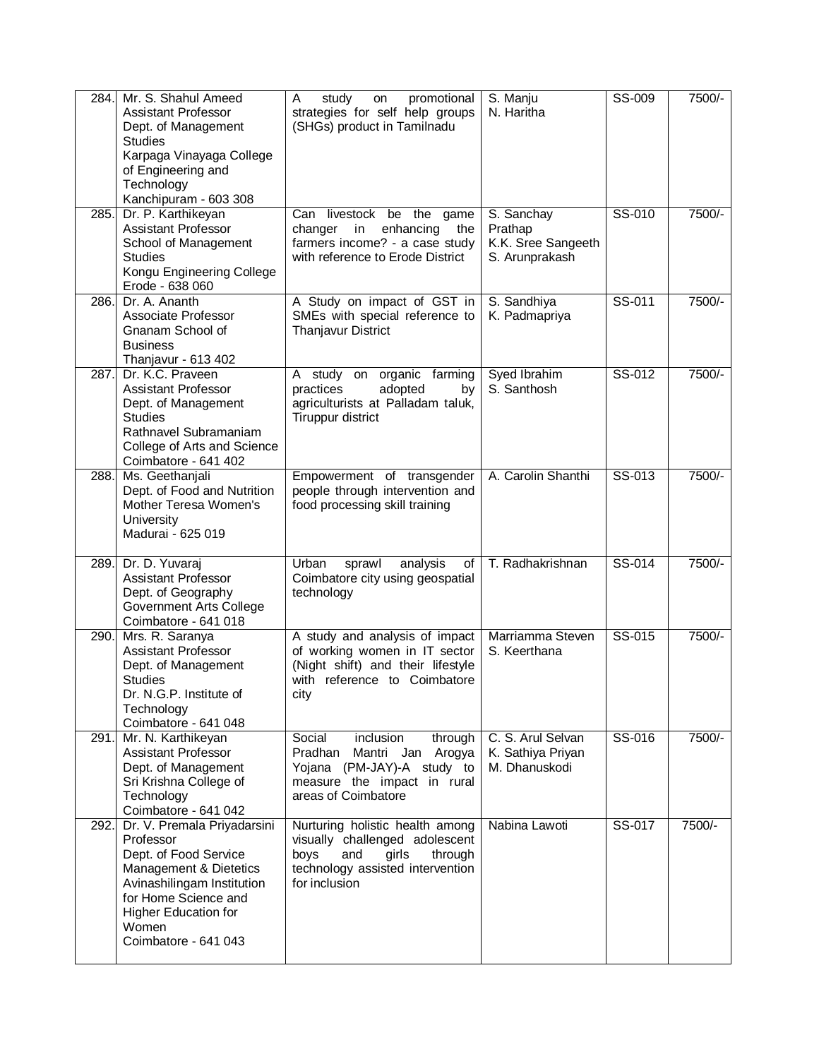| | | | | | |
|---|---|---|---|---|---|
| 284. | Mr. S. Shahul Ameed<br>Assistant Professor<br>Dept. of Management Studies<br>Karpaga Vinayaga College of Engineering and Technology<br>Kanchipuram - 603 308 | A study on promotional strategies for self help groups (SHGs) product in Tamilnadu | S. Manju<br>N. Haritha | SS-009 | 7500/- |
| 285. | Dr. P. Karthikeyan<br>Assistant Professor<br>School of Management Studies<br>Kongu Engineering College<br>Erode - 638 060 | Can livestock be the game changer in enhancing the farmers income? - a case study with reference to Erode District | S. Sanchay Prathap<br>K.K. Sree Sangeeth<br>S. Arunprakash | SS-010 | 7500/- |
| 286. | Dr. A. Ananth<br>Associate Professor<br>Gnanam School of Business<br>Thanjavur - 613 402 | A Study on impact of GST in SMEs with special reference to Thanjavur District | S. Sandhiya<br>K. Padmapriya | SS-011 | 7500/- |
| 287. | Dr. K.C. Praveen<br>Assistant Professor<br>Dept. of Management Studies<br>Rathnavel Subramaniam College of Arts and Science<br>Coimbatore - 641 402 | A study on organic farming practices adopted by agriculturists at Palladam taluk, Tiruppur district | Syed Ibrahim<br>S. Santhosh | SS-012 | 7500/- |
| 288. | Ms. Geethanjali<br>Dept. of Food and Nutrition<br>Mother Teresa Women's University<br>Madurai - 625 019 | Empowerment of transgender people through intervention and food processing skill training | A. Carolin Shanthi | SS-013 | 7500/- |
| 289. | Dr. D. Yuvaraj<br>Assistant Professor<br>Dept. of Geography<br>Government Arts College<br>Coimbatore - 641 018 | Urban sprawl analysis of Coimbatore city using geospatial technology | T. Radhakrishnan | SS-014 | 7500/- |
| 290. | Mrs. R. Saranya<br>Assistant Professor<br>Dept. of Management Studies<br>Dr. N.G.P. Institute of Technology<br>Coimbatore - 641 048 | A study and analysis of impact of working women in IT sector (Night shift) and their lifestyle with reference to Coimbatore city | Marriamma Steven<br>S. Keerthana | SS-015 | 7500/- |
| 291. | Mr. N. Karthikeyan<br>Assistant Professor<br>Dept. of Management<br>Sri Krishna College of Technology<br>Coimbatore - 641 042 | Social inclusion through Pradhan Mantri Jan Arogya Yojana (PM-JAY)-A study to measure the impact in rural areas of Coimbatore | C. S. Arul Selvan<br>K. Sathiya Priyan<br>M. Dhanuskodi | SS-016 | 7500/- |
| 292. | Dr. V. Premala Priyadarsini<br>Professor<br>Dept. of Food Service Management & Dietetics<br>Avinashilingam Institution for Home Science and Higher Education for Women<br>Coimbatore - 641 043 | Nurturing holistic health among visually challenged adolescent boys and girls through technology assisted intervention for inclusion | Nabina Lawoti | SS-017 | 7500/- |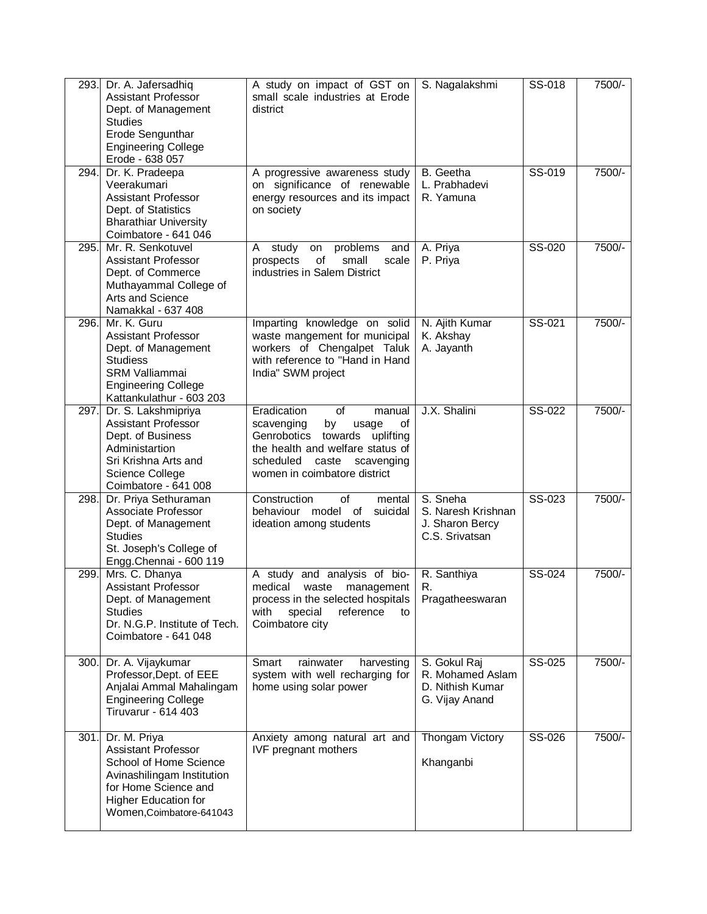| | | | | | |
|---|---|---|---|---|---|
| 293. | Dr. A. Jafersadhiq<br>Assistant Professor<br>Dept. of Management Studies<br>Erode Sengunthar Engineering College<br>Erode - 638 057 | A study on impact of GST on small scale industries at Erode district | S. Nagalakshmi | SS-018 | 7500/- |
| 294. | Dr. K. Pradeepa Veerakumari<br>Assistant Professor<br>Dept. of Statistics<br>Bharathiar University<br>Coimbatore - 641 046 | A progressive awareness study on significance of renewable energy resources and its impact on society | B. Geetha<br>L. Prabhadevi<br>R. Yamuna | SS-019 | 7500/- |
| 295. | Mr. R. Senkotuvel<br>Assistant Professor<br>Dept. of Commerce<br>Muthayammal College of Arts and Science<br>Namakkal - 637 408 | A study on problems and prospects of small scale industries in Salem District | A. Priya<br>P. Priya | SS-020 | 7500/- |
| 296. | Mr. K. Guru<br>Assistant Professor<br>Dept. of Management Studiess<br>SRM Valliammai Engineering College<br>Kattankulathur - 603 203 | Imparting knowledge on solid waste mangement for municipal workers of Chengalpet Taluk with reference to "Hand in Hand India" SWM project | N. Ajith Kumar<br>K. Akshay<br>A. Jayanth | SS-021 | 7500/- |
| 297. | Dr. S. Lakshmipriya<br>Assistant Professor<br>Dept. of Business Administartion<br>Sri Krishna Arts and Science College<br>Coimbatore - 641 008 | Eradication of manual scavenging by usage of Genrobotics towards uplifting the health and welfare status of scheduled caste scavenging women in coimbatore district | J.X. Shalini | SS-022 | 7500/- |
| 298. | Dr. Priya Sethuraman<br>Associate Professor<br>Dept. of Management Studies<br>St. Joseph's College of Engg.Chennai - 600 119 | Construction of mental behaviour model of suicidal ideation among students | S. Sneha<br>S. Naresh Krishnan<br>J. Sharon Bercy<br>C.S. Srivatsan | SS-023 | 7500/- |
| 299. | Mrs. C. Dhanya<br>Assistant Professor<br>Dept. of Management Studies<br>Dr. N.G.P. Institute of Tech.<br>Coimbatore - 641 048 | A study and analysis of bio-medical waste management process in the selected hospitals with special reference to Coimbatore city | R. Santhiya<br>R. Pragatheeswaran | SS-024 | 7500/- |
| 300. | Dr. A. Vijaykumar<br>Professor,Dept. of EEE<br>Anjalai Ammal Mahalingam Engineering College<br>Tiruvarur - 614 403 | Smart rainwater harvesting system with well recharging for home using solar power | S. Gokul Raj<br>R. Mohamed Aslam<br>D. Nithish Kumar<br>G. Vijay Anand | SS-025 | 7500/- |
| 301. | Dr. M. Priya<br>Assistant Professor<br>School of Home Science<br>Avinashilingam Institution for Home Science and Higher Education for Women,Coimbatore-641043 | Anxiety among natural art and IVF pregnant mothers | Thongam Victory Khanganbi | SS-026 | 7500/- |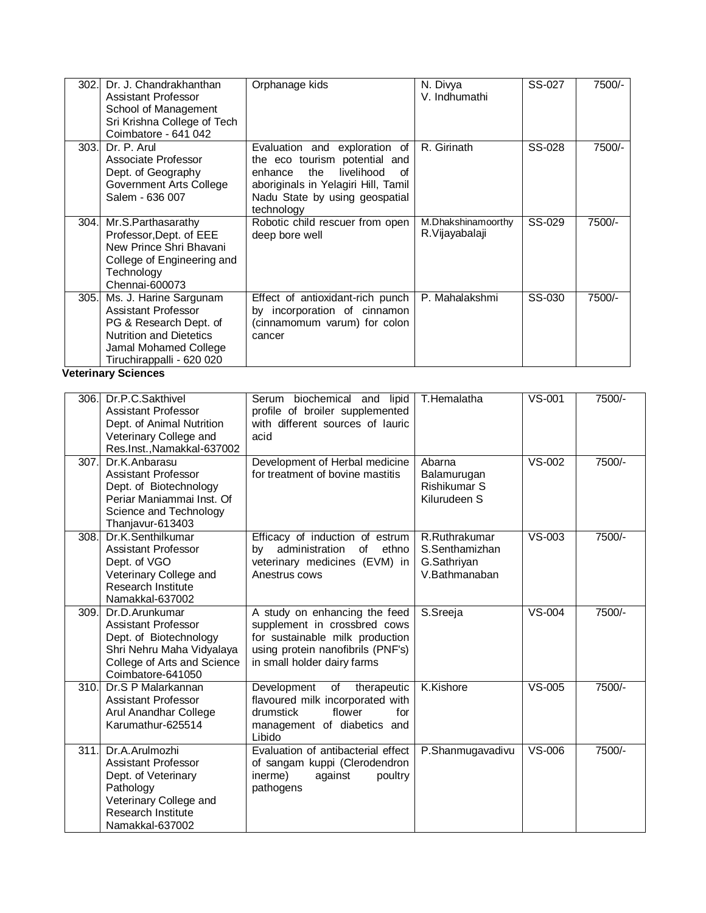| | | | | | |
|---|---|---|---|---|---|
| 302. | Dr. J. Chandrakhanthan<br>Assistant Professor<br>School of Management<br>Sri Krishna College of Tech<br>Coimbatore - 641 042 | Orphanage kids | N. Divya<br>V. Indhumathi | SS-027 | 7500/- |
| 303. | Dr. P. Arul<br>Associate Professor<br>Dept. of Geography<br>Government Arts College<br>Salem - 636 007 | Evaluation and exploration of the eco tourism potential and enhance the livelihood of aboriginals in Yelagiri Hill, Tamil Nadu State by using geospatial technology | R. Girinath | SS-028 | 7500/- |
| 304. | Mr.S.Parthasarathy<br>Professor,Dept. of EEE<br>New Prince Shri Bhavani College of Engineering and Technology<br>Chennai-600073 | Robotic child rescuer from open deep bore well | M.Dhakshinamoorthy<br>R.Vijayabalaji | SS-029 | 7500/- |
| 305. | Ms. J. Harine Sargunam<br>Assistant Professor<br>PG & Research Dept. of Nutrition and Dietetics<br>Jamal Mohamed College<br>Tiruchirappalli - 620 020 | Effect of antioxidant-rich punch by incorporation of cinnamon (cinnamomum varum) for colon cancer | P. Mahalakshmi | SS-030 | 7500/- |

**Veterinary Sciences**

| | | | | | |
|---|---|---|---|---|---|
| 306. | Dr.P.C.Sakthivel<br>Assistant Professor<br>Dept. of Animal Nutrition<br>Veterinary College and Res.Inst.,Namakkal-637002 | Serum biochemical and lipid profile of broiler supplemented with different sources of lauric acid | T.Hemalatha | VS-001 | 7500/- |
| 307. | Dr.K.Anbarasu<br>Assistant Professor<br>Dept. of Biotechnology<br>Periar Maniammai Inst. Of Science and Technology<br>Thanjavur-613403 | Development of Herbal medicine for treatment of bovine mastitis | Abarna Balamurugan<br>Rishikumar S<br>Kilurudeen S | VS-002 | 7500/- |
| 308. | Dr.K.Senthilkumar<br>Assistant Professor<br>Dept. of VGO<br>Veterinary College and Research Institute<br>Namakkal-637002 | Efficacy of induction of estrum by administration of ethno veterinary medicines (EVM) in Anestrus cows | R.Ruthrakumar<br>S.Senthamizhan<br>G.Sathriyan<br>V.Bathmanaban | VS-003 | 7500/- |
| 309. | Dr.D.Arunkumar<br>Assistant Professor<br>Dept. of Biotechnology<br>Shri Nehru Maha Vidyalaya College of Arts and Science<br>Coimbatore-641050 | A study on enhancing the feed supplement in crossbred cows for sustainable milk production using protein nanofibrils (PNF's) in small holder dairy farms | S.Sreeja | VS-004 | 7500/- |
| 310. | Dr.S P Malarkannan<br>Assistant Professor<br>Arul Anandhar College<br>Karumathur-625514 | Development of therapeutic flavoured milk incorporated with drumstick flower for management of diabetics and Libido | K.Kishore | VS-005 | 7500/- |
| 311. | Dr.A.Arulmozhi<br>Assistant Professor<br>Dept. of Veterinary Pathology<br>Veterinary College and Research Institute<br>Namakkal-637002 | Evaluation of antibacterial effect of sangam kuppi (Clerodendron inerme) against poultry pathogens | P.Shanmugavadivu | VS-006 | 7500/- |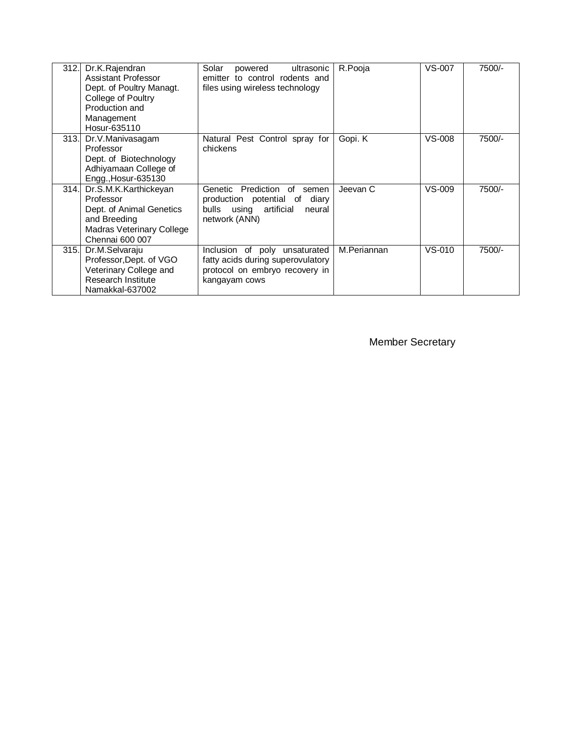| | | | | | |
|---|---|---|---|---|---|
| 312. | Dr.K.Rajendran<br>Assistant Professor<br>Dept. of Poultry Managt.<br>College of Poultry Production and Management<br>Hosur-635110 | Solar powered ultrasonic emitter to control rodents and files using wireless technology | R.Pooja | VS-007 | 7500/- |
| 313. | Dr.V.Manivasagam<br>Professor<br>Dept. of Biotechnology<br>Adhiyamaan College of Engg.,Hosur-635130 | Natural Pest Control spray for chickens | Gopi. K | VS-008 | 7500/- |
| 314. | Dr.S.M.K.Karthickeyan<br>Professor<br>Dept. of Animal Genetics and Breeding<br>Madras Veterinary College<br>Chennai 600 007 | Genetic Prediction of semen production potential of diary bulls using artificial neural network (ANN) | Jeevan C | VS-009 | 7500/- |
| 315. | Dr.M.Selvaraju<br>Professor,Dept. of VGO<br>Veterinary College and Research Institute<br>Namakkal-637002 | Inclusion of poly unsaturated fatty acids during superovulatory protocol on embryo recovery in kangayam cows | M.Periannan | VS-010 | 7500/- |

Member Secretary